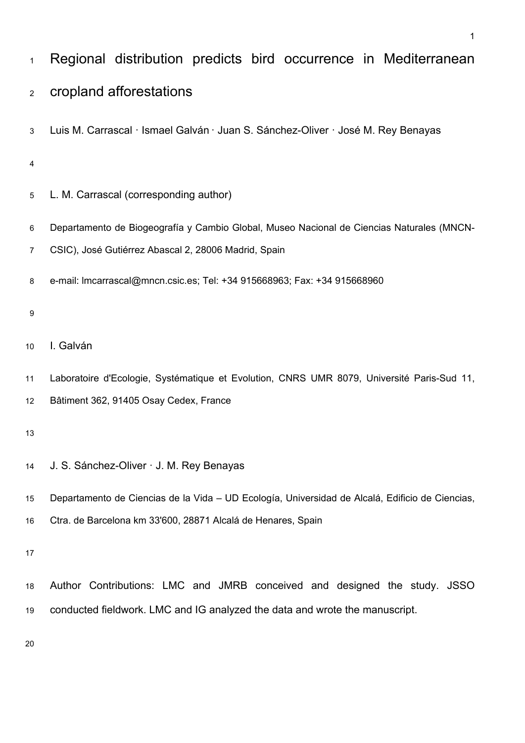# Regional distribution predicts bird occurrence in Mediterranean cropland afforestations

Luis M. Carrascal · Ismael Galván · Juan S. Sánchez-Oliver · José M. Rey Benayas

L. M. Carrascal (corresponding author)

Departamento de Biogeografía y Cambio Global, Museo Nacional de Ciencias Naturales (MNCN-CSIC), José Gutiérrez Abascal 2, 28006 Madrid, Spain

e-mail: lmcarrascal@mncn.csic.es; Tel: +34 915668963; Fax: +34 915668960

I. Galván

Laboratoire d'Ecologie, Systématique et Evolution, CNRS UMR 8079, Université Paris-Sud 11, Bâtiment 362, 91405 Osay Cedex, France

J. S. Sánchez-Oliver · J. M. Rey Benayas

Departamento de Ciencias de la Vida – UD Ecología, Universidad de Alcalá, Edificio de Ciencias, Ctra. de Barcelona km 33'600, 28871 Alcalá de Henares, Spain

Author Contributions: LMC and JMRB conceived and designed the study. JSSO conducted fieldwork. LMC and IG analyzed the data and wrote the manuscript.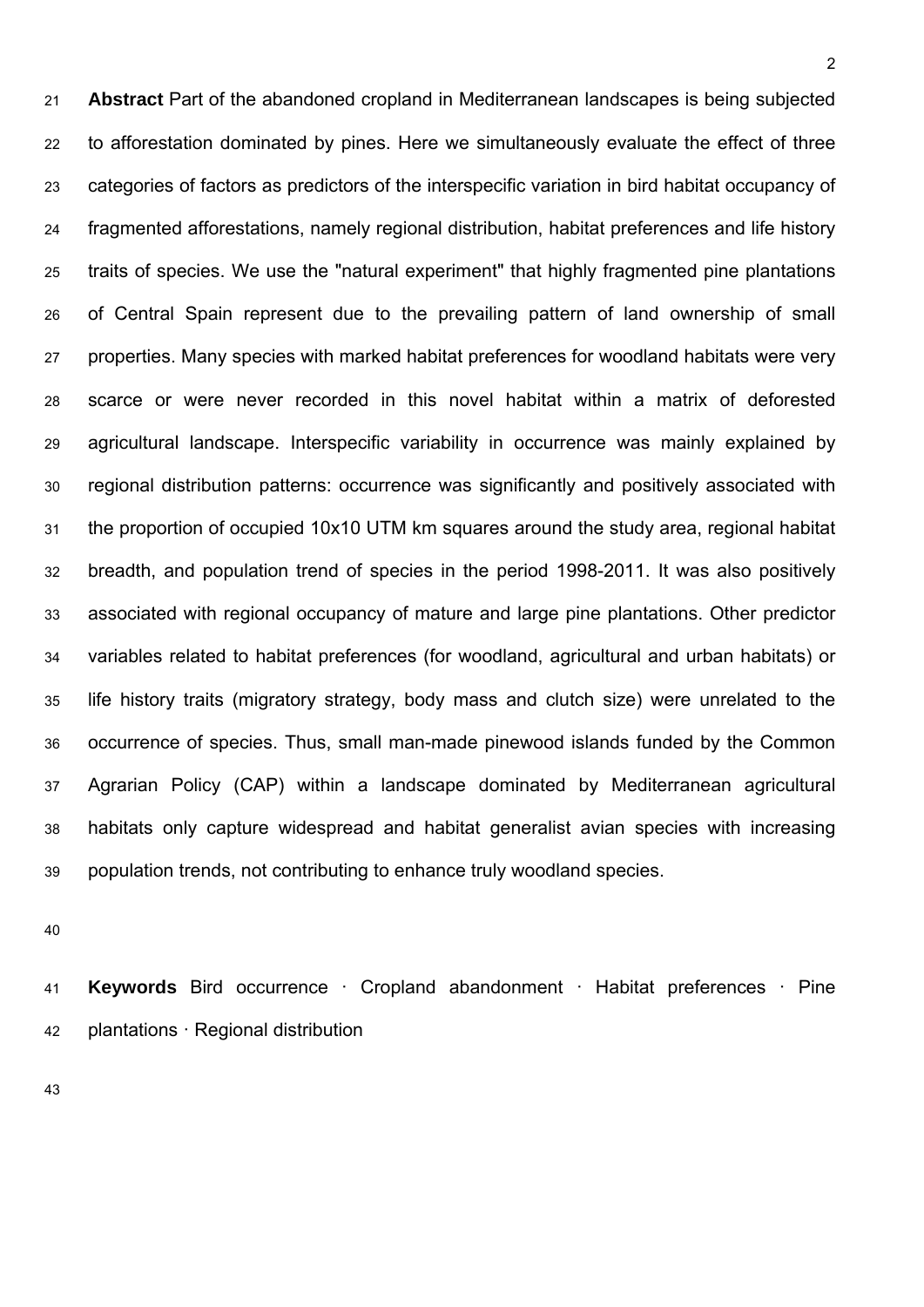**Abstract** Part of the abandoned cropland in Mediterranean landscapes is being subjected to afforestation dominated by pines. Here we simultaneously evaluate the effect of three categories of factors as predictors of the interspecific variation in bird habitat occupancy of fragmented afforestations, namely regional distribution, habitat preferences and life history traits of species. We use the "natural experiment" that highly fragmented pine plantations of Central Spain represent due to the prevailing pattern of land ownership of small properties. Many species with marked habitat preferences for woodland habitats were very scarce or were never recorded in this novel habitat within a matrix of deforested agricultural landscape. Interspecific variability in occurrence was mainly explained by regional distribution patterns: occurrence was significantly and positively associated with the proportion of occupied 10x10 UTM km squares around the study area, regional habitat breadth, and population trend of species in the period 1998-2011. It was also positively associated with regional occupancy of mature and large pine plantations. Other predictor variables related to habitat preferences (for woodland, agricultural and urban habitats) or life history traits (migratory strategy, body mass and clutch size) were unrelated to the occurrence of species. Thus, small man-made pinewood islands funded by the Common Agrarian Policy (CAP) within a landscape dominated by Mediterranean agricultural habitats only capture widespread and habitat generalist avian species with increasing population trends, not contributing to enhance truly woodland species.

**Keywords** Bird occurrence · Cropland abandonment · Habitat preferences · Pine plantations · Regional distribution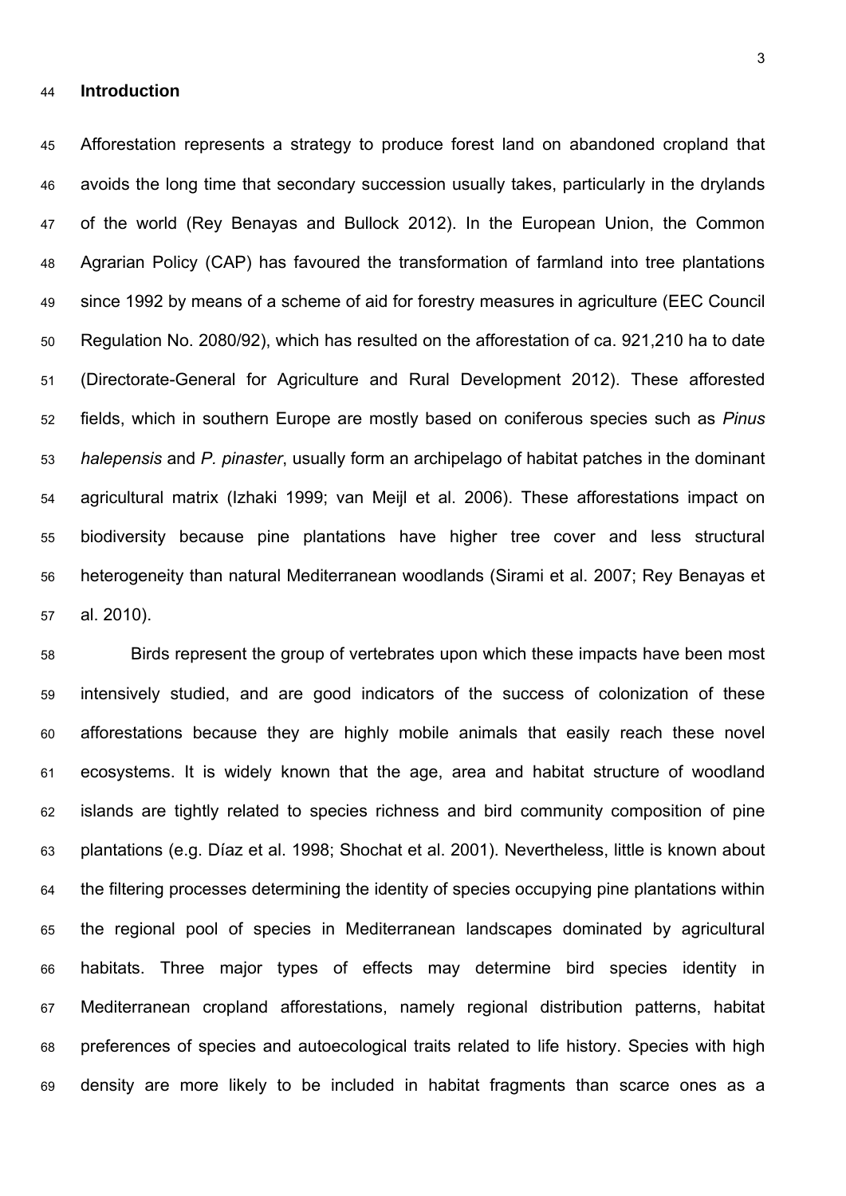## Introduction

Afforestation represents a strategy to produce forest land on abandoned cropland that avoids the long time that secondary succession usually takes, particularly in the drylands of the world (Rey Benayas and Bullock 2012). In the European Union, the Common Agrarian Policy (CAP) has favoured the transformation of farmland into tree plantations since 1992 by means of a scheme of aid for forestry measures in agriculture (EEC Council Regulation No. 2080/92), which has resulted on the afforestation of ca. 921,210 ha to date (Directorate-General for Agriculture and Rural Development 2012). These afforested fields, which in southern Europe are mostly based on coniferous species such as *Pinus halepensis* and *P. pinaster*, usually form an archipelago of habitat patches in the dominant agricultural matrix (Izhaki 1999; van Meijl et al. 2006). These afforestations impact on biodiversity because pine plantations have higher tree cover and less structural heterogeneity than natural Mediterranean woodlands (Sirami et al. 2007; Rey Benayas et al. 2010).

Birds represent the group of vertebrates upon which these impacts have been most intensively studied, and are good indicators of the success of colonization of these afforestations because they are highly mobile animals that easily reach these novel ecosystems. It is widely known that the age, area and habitat structure of woodland islands are tightly related to species richness and bird community composition of pine plantations (e.g. Díaz et al. 1998; Shochat et al. 2001). Nevertheless, little is known about the filtering processes determining the identity of species occupying pine plantations within the regional pool of species in Mediterranean landscapes dominated by agricultural habitats. Three major types of effects may determine bird species identity in Mediterranean cropland afforestations, namely regional distribution patterns, habitat preferences of species and autoecological traits related to life history. Species with high density are more likely to be included in habitat fragments than scarce ones as a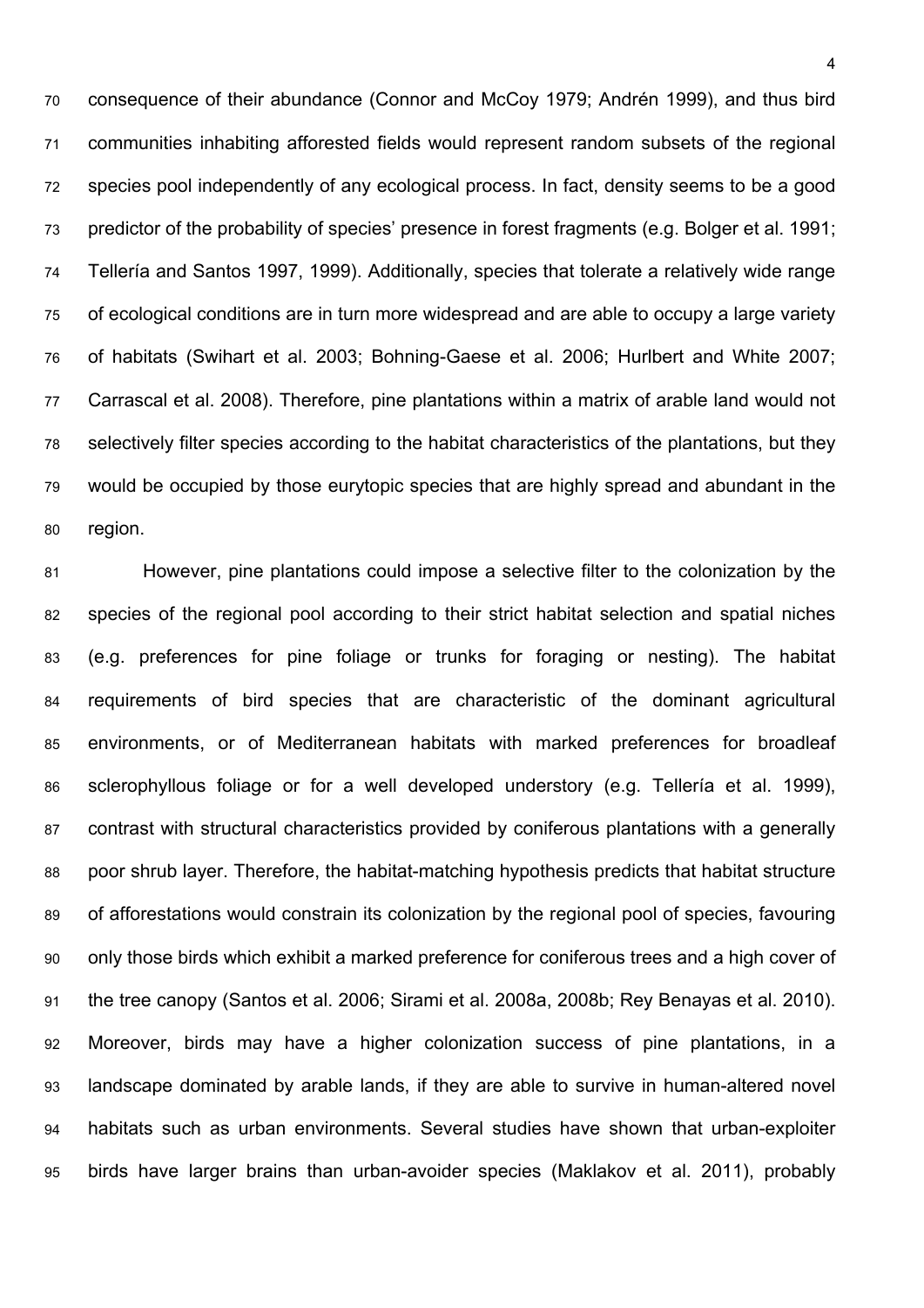consequence of their abundance (Connor and McCoy 1979; Andrén 1999), and thus bird communities inhabiting afforested fields would represent random subsets of the regional species pool independently of any ecological process. In fact, density seems to be a good predictor of the probability of species' presence in forest fragments (e.g. Bolger et al. 1991; Tellería and Santos 1997, 1999). Additionally, species that tolerate a relatively wide range of ecological conditions are in turn more widespread and are able to occupy a large variety of habitats (Swihart et al. 2003; Bohning-Gaese et al. 2006; Hurlbert and White 2007; Carrascal et al. 2008). Therefore, pine plantations within a matrix of arable land would not selectively filter species according to the habitat characteristics of the plantations, but they would be occupied by those eurytopic species that are highly spread and abundant in the region.

However, pine plantations could impose a selective filter to the colonization by the species of the regional pool according to their strict habitat selection and spatial niches (e.g. preferences for pine foliage or trunks for foraging or nesting). The habitat requirements of bird species that are characteristic of the dominant agricultural environments, or of Mediterranean habitats with marked preferences for broadleaf sclerophyllous foliage or for a well developed understory (e.g. Tellería et al. 1999), contrast with structural characteristics provided by coniferous plantations with a generally poor shrub layer. Therefore, the habitat-matching hypothesis predicts that habitat structure of afforestations would constrain its colonization by the regional pool of species, favouring only those birds which exhibit a marked preference for coniferous trees and a high cover of the tree canopy (Santos et al. 2006; Sirami et al. 2008a, 2008b; Rey Benayas et al. 2010). Moreover, birds may have a higher colonization success of pine plantations, in a landscape dominated by arable lands, if they are able to survive in human-altered novel habitats such as urban environments. Several studies have shown that urban-exploiter birds have larger brains than urban-avoider species (Maklakov et al. 2011), probably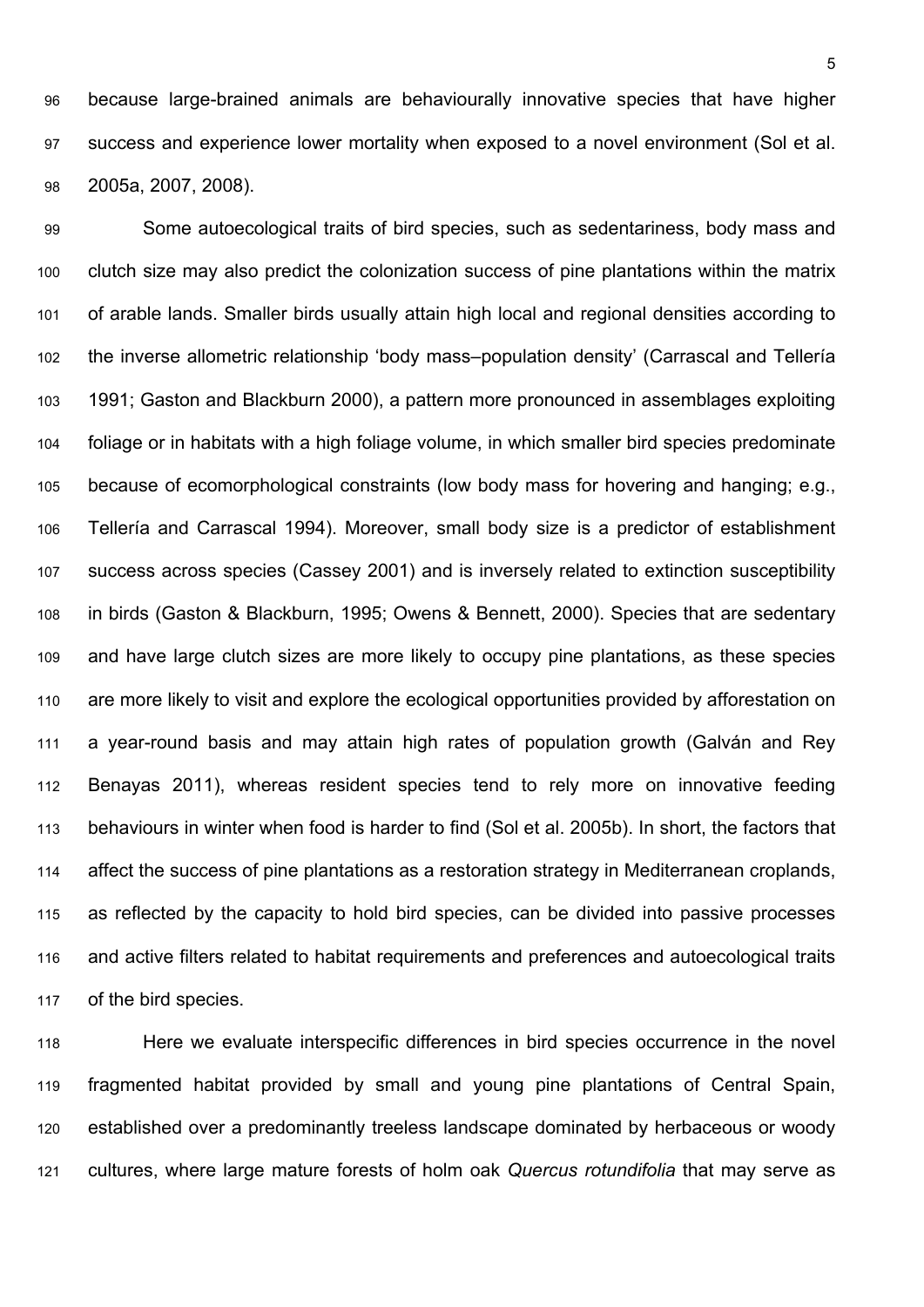because large-brained animals are behaviourally innovative species that have higher success and experience lower mortality when exposed to a novel environment (Sol et al. 2005a, 2007, 2008).

Some autoecological traits of bird species, such as sedentariness, body mass and clutch size may also predict the colonization success of pine plantations within the matrix of arable lands. Smaller birds usually attain high local and regional densities according to the inverse allometric relationship 'body mass–population density' (Carrascal and Tellería 1991; Gaston and Blackburn 2000), a pattern more pronounced in assemblages exploiting foliage or in habitats with a high foliage volume, in which smaller bird species predominate because of ecomorphological constraints (low body mass for hovering and hanging; e.g., Tellería and Carrascal 1994). Moreover, small body size is a predictor of establishment success across species (Cassey 2001) and is inversely related to extinction susceptibility in birds (Gaston & Blackburn, 1995; Owens & Bennett, 2000). Species that are sedentary and have large clutch sizes are more likely to occupy pine plantations, as these species are more likely to visit and explore the ecological opportunities provided by afforestation on a year-round basis and may attain high rates of population growth (Galván and Rey Benayas 2011), whereas resident species tend to rely more on innovative feeding behaviours in winter when food is harder to find (Sol et al. 2005b). In short, the factors that affect the success of pine plantations as a restoration strategy in Mediterranean croplands, as reflected by the capacity to hold bird species, can be divided into passive processes and active filters related to habitat requirements and preferences and autoecological traits of the bird species.

Here we evaluate interspecific differences in bird species occurrence in the novel fragmented habitat provided by small and young pine plantations of Central Spain, established over a predominantly treeless landscape dominated by herbaceous or woody cultures, where large mature forests of holm oak *Quercus rotundifolia* that may serve as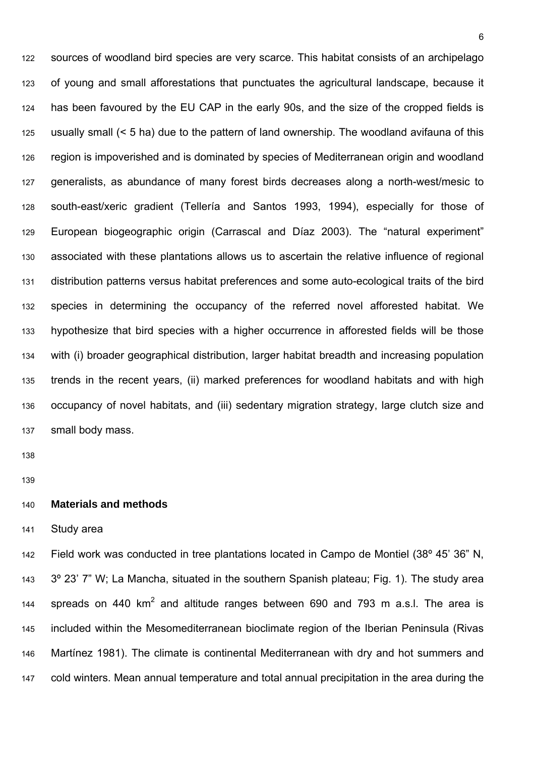sources of woodland bird species are very scarce. This habitat consists of an archipelago of young and small afforestations that punctuates the agricultural landscape, because it has been favoured by the EU CAP in the early 90s, and the size of the cropped fields is usually small (< 5 ha) due to the pattern of land ownership. The woodland avifauna of this region is impoverished and is dominated by species of Mediterranean origin and woodland generalists, as abundance of many forest birds decreases along a north-west/mesic to south-east/xeric gradient (Tellería and Santos 1993, 1994), especially for those of European biogeographic origin (Carrascal and Díaz 2003). The "natural experiment" associated with these plantations allows us to ascertain the relative influence of regional distribution patterns versus habitat preferences and some auto-ecological traits of the bird species in determining the occupancy of the referred novel afforested habitat. We hypothesize that bird species with a higher occurrence in afforested fields will be those with (i) broader geographical distribution, larger habitat breadth and increasing population trends in the recent years, (ii) marked preferences for woodland habitats and with high occupancy of novel habitats, and (iii) sedentary migration strategy, large clutch size and small body mass.

## Materials and methods

### Study area

Field work was conducted in tree plantations located in Campo de Montiel (38º 45' 36" N, 3º 23' 7" W; La Mancha, situated in the southern Spanish plateau; Fig. 1). The study area spreads on 440 km$^2$ and altitude ranges between 690 and 793 m a.s.l. The area is included within the Mesomediterranean bioclimate region of the Iberian Peninsula (Rivas Martínez 1981). The climate is continental Mediterranean with dry and hot summers and cold winters. Mean annual temperature and total annual precipitation in the area during the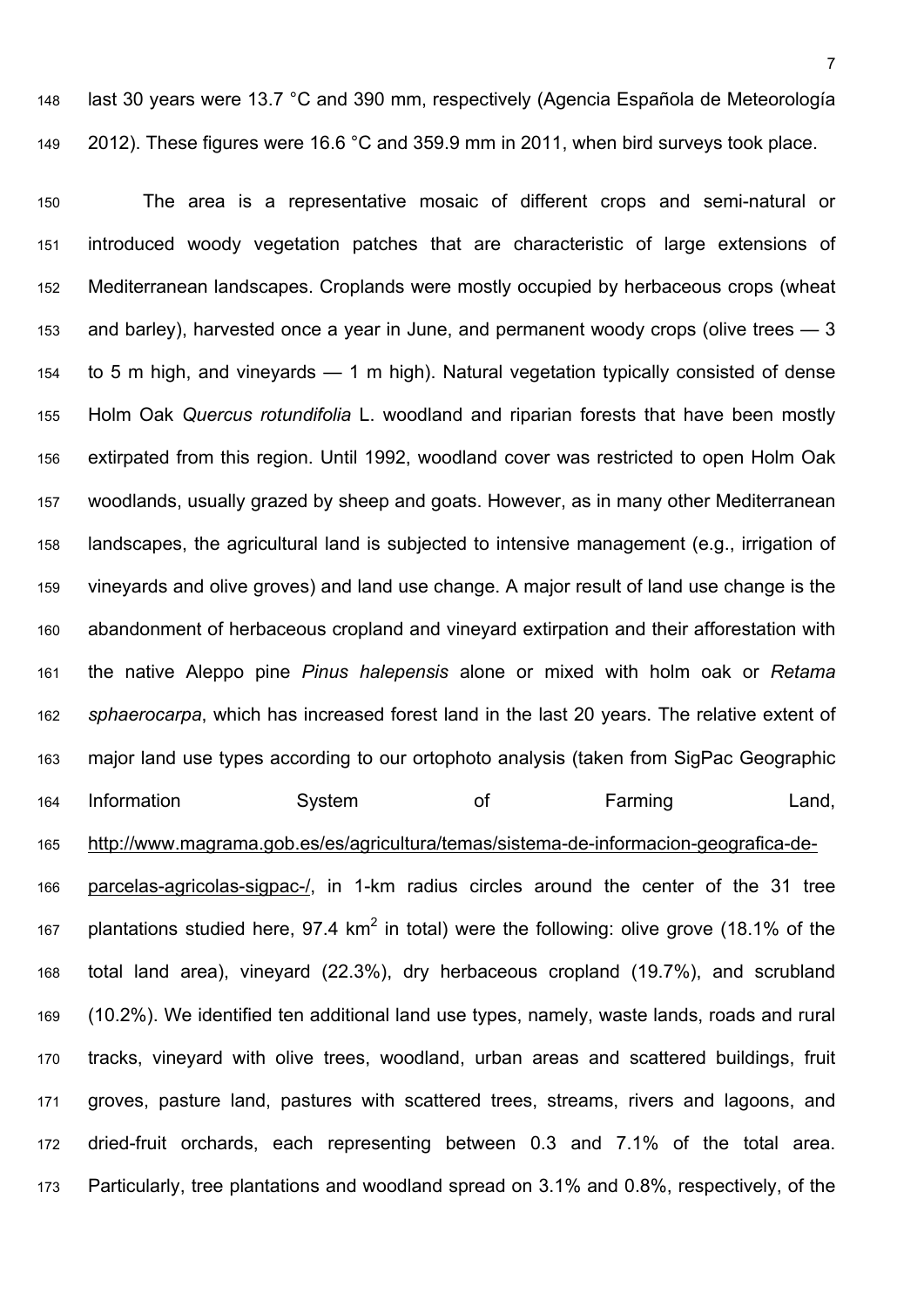last 30 years were 13.7 °C and 390 mm, respectively (Agencia Española de Meteorología 2012). These figures were 16.6 °C and 359.9 mm in 2011, when bird surveys took place.

The area is a representative mosaic of different crops and semi-natural or introduced woody vegetation patches that are characteristic of large extensions of Mediterranean landscapes. Croplands were mostly occupied by herbaceous crops (wheat and barley), harvested once a year in June, and permanent woody crops (olive trees — 3 to 5 m high, and vineyards — 1 m high). Natural vegetation typically consisted of dense Holm Oak *Quercus rotundifolia* L. woodland and riparian forests that have been mostly extirpated from this region. Until 1992, woodland cover was restricted to open Holm Oak woodlands, usually grazed by sheep and goats. However, as in many other Mediterranean landscapes, the agricultural land is subjected to intensive management (e.g., irrigation of vineyards and olive groves) and land use change. A major result of land use change is the abandonment of herbaceous cropland and vineyard extirpation and their afforestation with the native Aleppo pine *Pinus halepensis* alone or mixed with holm oak or *Retama sphaerocarpa*, which has increased forest land in the last 20 years. The relative extent of major land use types according to our ortophoto analysis (taken from SigPac Geographic Information System of Farming Land, http://www.magrama.gob.es/es/agricultura/temas/sistema-de-informacion-geografica-de-parcelas-agricolas-sigpac-/, in 1-km radius circles around the center of the 31 tree plantations studied here, 97.4 km$^2$ in total) were the following: olive grove (18.1% of the total land area), vineyard (22.3%), dry herbaceous cropland (19.7%), and scrubland (10.2%). We identified ten additional land use types, namely, waste lands, roads and rural tracks, vineyard with olive trees, woodland, urban areas and scattered buildings, fruit groves, pasture land, pastures with scattered trees, streams, rivers and lagoons, and dried-fruit orchards, each representing between 0.3 and 7.1% of the total area. Particularly, tree plantations and woodland spread on 3.1% and 0.8%, respectively, of the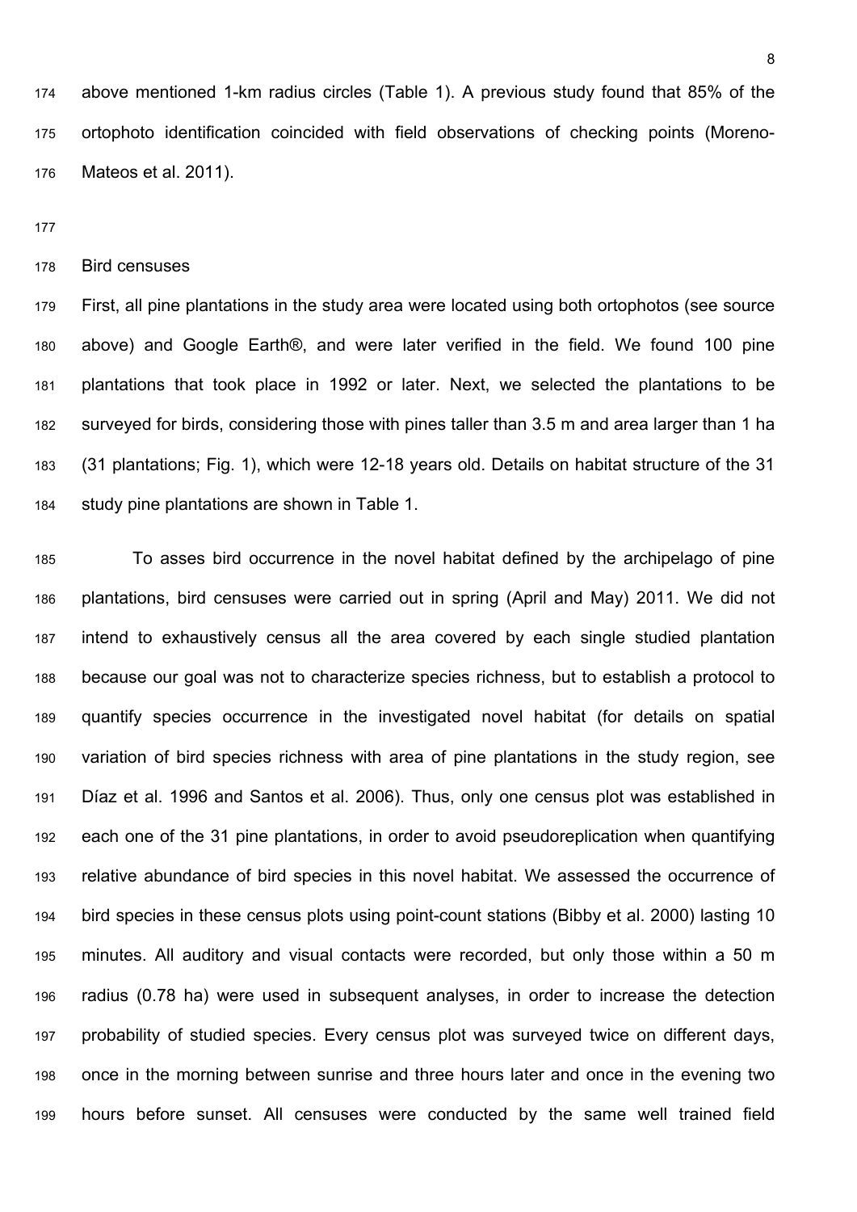above mentioned 1-km radius circles (Table 1). A previous study found that 85% of the ortophoto identification coincided with field observations of checking points (Moreno-Mateos et al. 2011).

## Bird censuses

First, all pine plantations in the study area were located using both ortophotos (see source above) and Google Earth®, and were later verified in the field. We found 100 pine plantations that took place in 1992 or later. Next, we selected the plantations to be surveyed for birds, considering those with pines taller than 3.5 m and area larger than 1 ha (31 plantations; Fig. 1), which were 12-18 years old. Details on habitat structure of the 31 study pine plantations are shown in Table 1.

To asses bird occurrence in the novel habitat defined by the archipelago of pine plantations, bird censuses were carried out in spring (April and May) 2011. We did not intend to exhaustively census all the area covered by each single studied plantation because our goal was not to characterize species richness, but to establish a protocol to quantify species occurrence in the investigated novel habitat (for details on spatial variation of bird species richness with area of pine plantations in the study region, see Díaz et al. 1996 and Santos et al. 2006). Thus, only one census plot was established in each one of the 31 pine plantations, in order to avoid pseudoreplication when quantifying relative abundance of bird species in this novel habitat. We assessed the occurrence of bird species in these census plots using point-count stations (Bibby et al. 2000) lasting 10 minutes. All auditory and visual contacts were recorded, but only those within a 50 m radius (0.78 ha) were used in subsequent analyses, in order to increase the detection probability of studied species. Every census plot was surveyed twice on different days, once in the morning between sunrise and three hours later and once in the evening two hours before sunset. All censuses were conducted by the same well trained field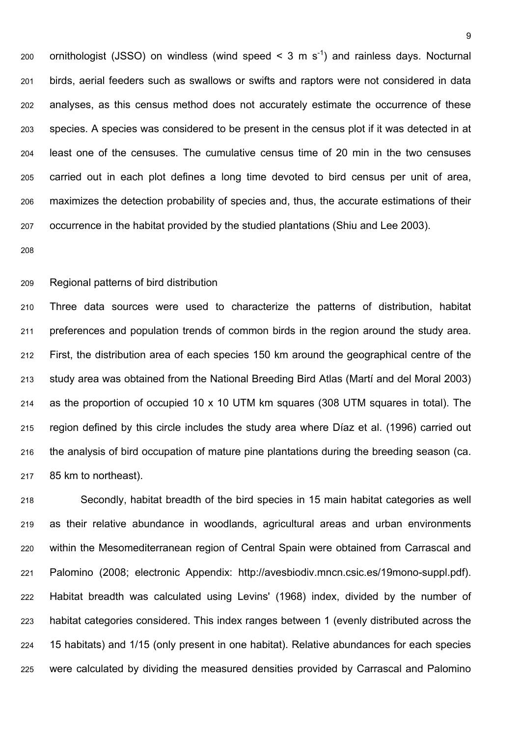ornithologist (JSSO) on windless (wind speed < 3 m $s^{-1}$) and rainless days. Nocturnal birds, aerial feeders such as swallows or swifts and raptors were not considered in data analyses, as this census method does not accurately estimate the occurrence of these species. A species was considered to be present in the census plot if it was detected in at least one of the censuses. The cumulative census time of 20 min in the two censuses carried out in each plot defines a long time devoted to bird census per unit of area, maximizes the detection probability of species and, thus, the accurate estimations of their occurrence in the habitat provided by the studied plantations (Shiu and Lee 2003).

Regional patterns of bird distribution

Three data sources were used to characterize the patterns of distribution, habitat preferences and population trends of common birds in the region around the study area. First, the distribution area of each species 150 km around the geographical centre of the study area was obtained from the National Breeding Bird Atlas (Martí and del Moral 2003) as the proportion of occupied 10 x 10 UTM km squares (308 UTM squares in total). The region defined by this circle includes the study area where Díaz et al. (1996) carried out the analysis of bird occupation of mature pine plantations during the breeding season (ca. 85 km to northeast).

Secondly, habitat breadth of the bird species in 15 main habitat categories as well as their relative abundance in woodlands, agricultural areas and urban environments within the Mesomediterranean region of Central Spain were obtained from Carrascal and Palomino (2008; electronic Appendix: http://avesbiodiv.mncn.csic.es/19mono-suppl.pdf). Habitat breadth was calculated using Levins' (1968) index, divided by the number of habitat categories considered. This index ranges between 1 (evenly distributed across the 15 habitats) and 1/15 (only present in one habitat). Relative abundances for each species were calculated by dividing the measured densities provided by Carrascal and Palomino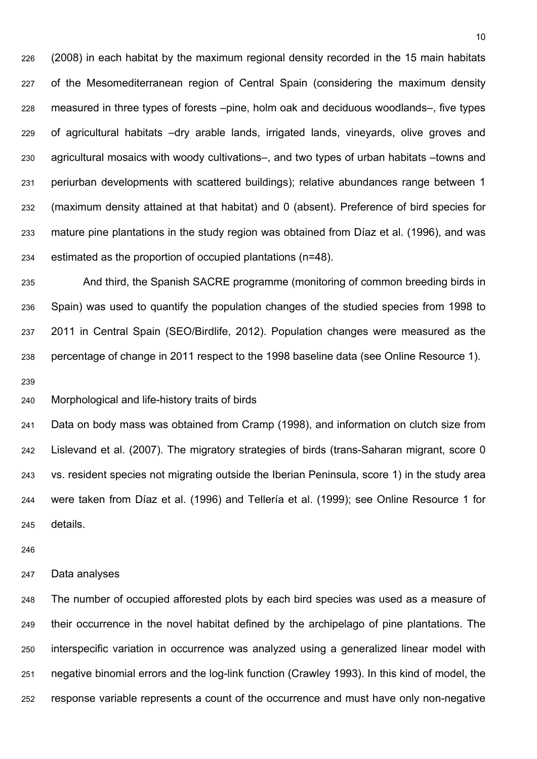(2008) in each habitat by the maximum regional density recorded in the 15 main habitats of the Mesomediterranean region of Central Spain (considering the maximum density measured in three types of forests –pine, holm oak and deciduous woodlands–, five types of agricultural habitats –dry arable lands, irrigated lands, vineyards, olive groves and agricultural mosaics with woody cultivations–, and two types of urban habitats –towns and periurban developments with scattered buildings); relative abundances range between 1 (maximum density attained at that habitat) and 0 (absent). Preference of bird species for mature pine plantations in the study region was obtained from Díaz et al. (1996), and was estimated as the proportion of occupied plantations (n=48).

And third, the Spanish SACRE programme (monitoring of common breeding birds in Spain) was used to quantify the population changes of the studied species from 1998 to 2011 in Central Spain (SEO/Birdlife, 2012). Population changes were measured as the percentage of change in 2011 respect to the 1998 baseline data (see Online Resource 1).

## Morphological and life-history traits of birds

Data on body mass was obtained from Cramp (1998), and information on clutch size from Lislevand et al. (2007). The migratory strategies of birds (trans-Saharan migrant, score 0 vs. resident species not migrating outside the Iberian Peninsula, score 1) in the study area were taken from Díaz et al. (1996) and Tellería et al. (1999); see Online Resource 1 for details.

## Data analyses

The number of occupied afforested plots by each bird species was used as a measure of their occurrence in the novel habitat defined by the archipelago of pine plantations. The interspecific variation in occurrence was analyzed using a generalized linear model with negative binomial errors and the log-link function (Crawley 1993). In this kind of model, the response variable represents a count of the occurrence and must have only non-negative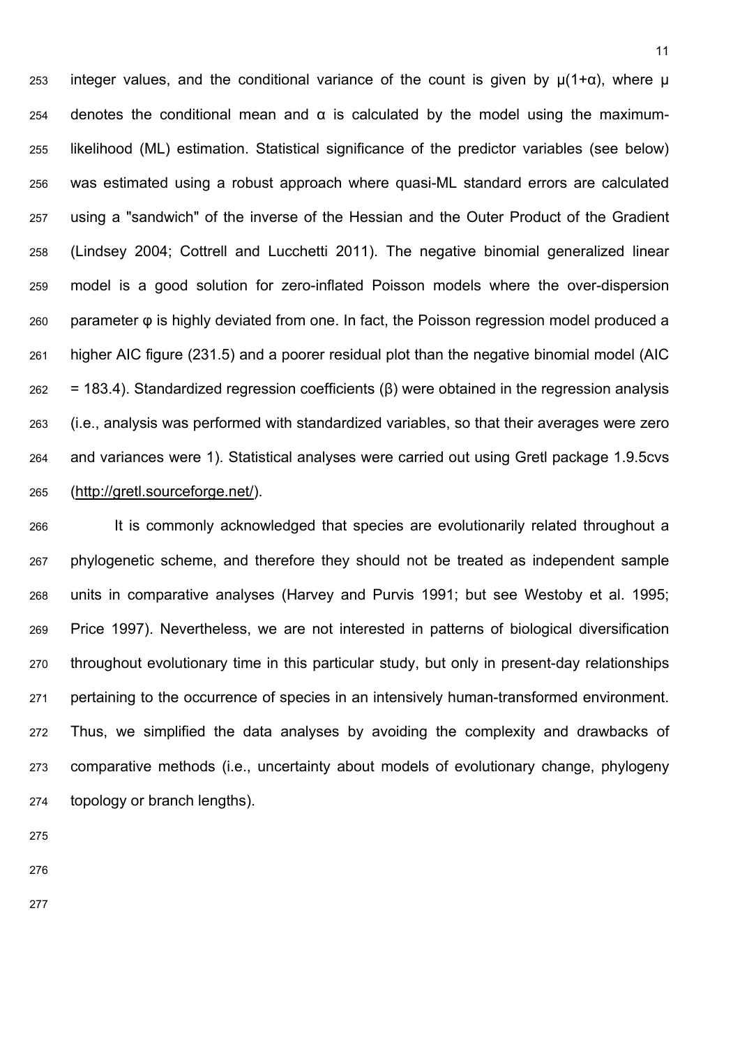integer values, and the conditional variance of the count is given by $\mu(1+\alpha)$, where $\mu$ denotes the conditional mean and $\alpha$ is calculated by the model using the maximum-likelihood (ML) estimation. Statistical significance of the predictor variables (see below) was estimated using a robust approach where quasi-ML standard errors are calculated using a "sandwich" of the inverse of the Hessian and the Outer Product of the Gradient (Lindsey 2004; Cottrell and Lucchetti 2011). The negative binomial generalized linear model is a good solution for zero-inflated Poisson models where the over-dispersion parameter $\varphi$ is highly deviated from one. In fact, the Poisson regression model produced a higher AIC figure (231.5) and a poorer residual plot than the negative binomial model (AIC = 183.4). Standardized regression coefficients ($\beta$) were obtained in the regression analysis (i.e., analysis was performed with standardized variables, so that their averages were zero and variances were 1). Statistical analyses were carried out using Gretl package 1.9.5cvs (http://gretl.sourceforge.net/).

It is commonly acknowledged that species are evolutionarily related throughout a phylogenetic scheme, and therefore they should not be treated as independent sample units in comparative analyses (Harvey and Purvis 1991; but see Westoby et al. 1995; Price 1997). Nevertheless, we are not interested in patterns of biological diversification throughout evolutionary time in this particular study, but only in present-day relationships pertaining to the occurrence of species in an intensively human-transformed environment. Thus, we simplified the data analyses by avoiding the complexity and drawbacks of comparative methods (i.e., uncertainty about models of evolutionary change, phylogeny topology or branch lengths).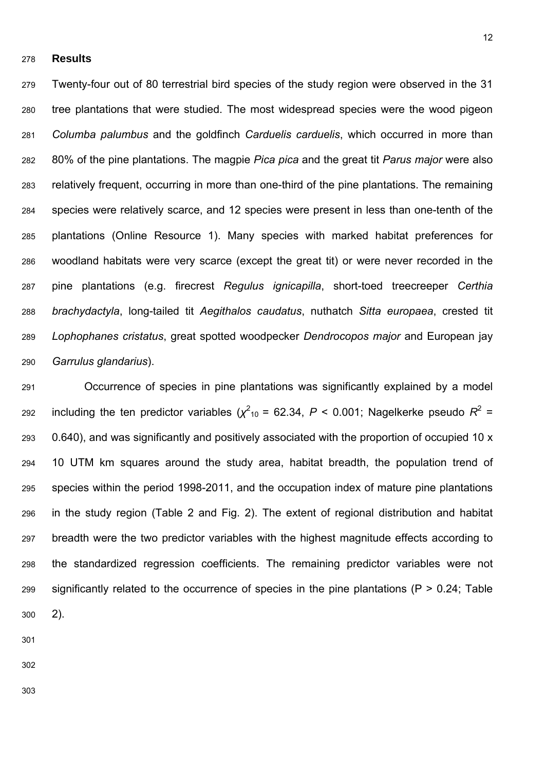## Results

Twenty-four out of 80 terrestrial bird species of the study region were observed in the 31 tree plantations that were studied. The most widespread species were the wood pigeon *Columba palumbus* and the goldfinch *Carduelis carduelis*, which occurred in more than 80% of the pine plantations. The magpie *Pica pica* and the great tit *Parus major* were also relatively frequent, occurring in more than one-third of the pine plantations. The remaining species were relatively scarce, and 12 species were present in less than one-tenth of the plantations (Online Resource 1). Many species with marked habitat preferences for woodland habitats were very scarce (except the great tit) or were never recorded in the pine plantations (e.g. firecrest *Regulus ignicapilla*, short-toed treecreeper *Certhia brachydactyla*, long-tailed tit *Aegithalos caudatus*, nuthatch *Sitta europaea*, crested tit *Lophophanes cristatus*, great spotted woodpecker *Dendrocopos major* and European jay *Garrulus glandarius*).

Occurrence of species in pine plantations was significantly explained by a model including the ten predictor variables ($\chi^2_{10}$ = 62.34, $P$ < 0.001; Nagelkerke pseudo $R^2$ = 0.640), and was significantly and positively associated with the proportion of occupied 10 x 10 UTM km squares around the study area, habitat breadth, the population trend of species within the period 1998-2011, and the occupation index of mature pine plantations in the study region (Table 2 and Fig. 2). The extent of regional distribution and habitat breadth were the two predictor variables with the highest magnitude effects according to the standardized regression coefficients. The remaining predictor variables were not significantly related to the occurrence of species in the pine plantations ($P$ > 0.24; Table 2).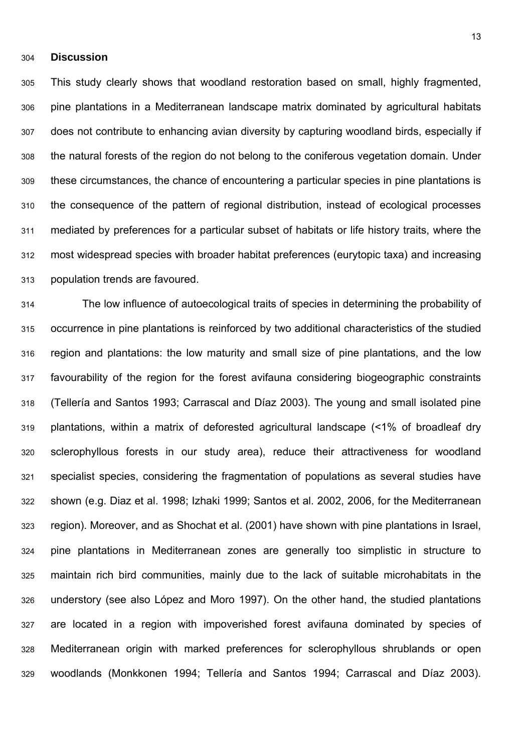## Discussion

This study clearly shows that woodland restoration based on small, highly fragmented, pine plantations in a Mediterranean landscape matrix dominated by agricultural habitats does not contribute to enhancing avian diversity by capturing woodland birds, especially if the natural forests of the region do not belong to the coniferous vegetation domain. Under these circumstances, the chance of encountering a particular species in pine plantations is the consequence of the pattern of regional distribution, instead of ecological processes mediated by preferences for a particular subset of habitats or life history traits, where the most widespread species with broader habitat preferences (eurytopic taxa) and increasing population trends are favoured.

The low influence of autoecological traits of species in determining the probability of occurrence in pine plantations is reinforced by two additional characteristics of the studied region and plantations: the low maturity and small size of pine plantations, and the low favourability of the region for the forest avifauna considering biogeographic constraints (Tellería and Santos 1993; Carrascal and Díaz 2003). The young and small isolated pine plantations, within a matrix of deforested agricultural landscape (<1% of broadleaf dry sclerophyllous forests in our study area), reduce their attractiveness for woodland specialist species, considering the fragmentation of populations as several studies have shown (e.g. Diaz et al. 1998; Izhaki 1999; Santos et al. 2002, 2006, for the Mediterranean region). Moreover, and as Shochat et al. (2001) have shown with pine plantations in Israel, pine plantations in Mediterranean zones are generally too simplistic in structure to maintain rich bird communities, mainly due to the lack of suitable microhabitats in the understory (see also López and Moro 1997). On the other hand, the studied plantations are located in a region with impoverished forest avifauna dominated by species of Mediterranean origin with marked preferences for sclerophyllous shrublands or open woodlands (Monkkonen 1994; Tellería and Santos 1994; Carrascal and Díaz 2003).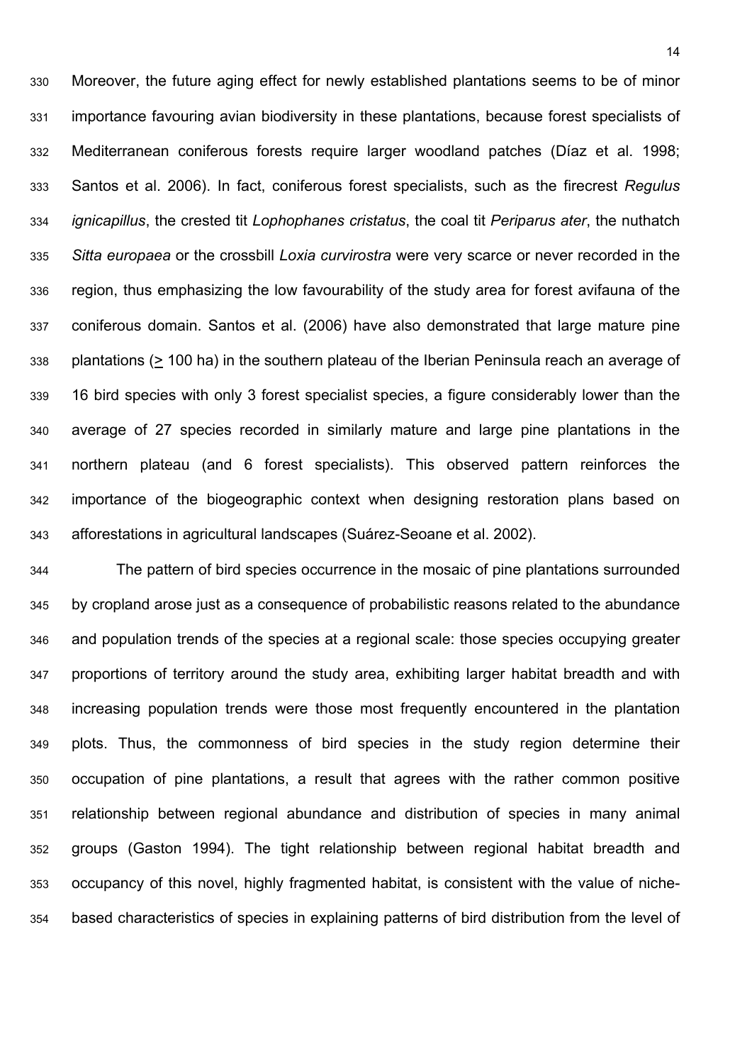Moreover, the future aging effect for newly established plantations seems to be of minor importance favouring avian biodiversity in these plantations, because forest specialists of Mediterranean coniferous forests require larger woodland patches (Díaz et al. 1998; Santos et al. 2006). In fact, coniferous forest specialists, such as the firecrest *Regulus ignicapillus*, the crested tit *Lophophanes cristatus*, the coal tit *Periparus ater*, the nuthatch *Sitta europaea* or the crossbill *Loxia curvirostra* were very scarce or never recorded in the region, thus emphasizing the low favourability of the study area for forest avifauna of the coniferous domain. Santos et al. (2006) have also demonstrated that large mature pine plantations ($\geq$ 100 ha) in the southern plateau of the Iberian Peninsula reach an average of 16 bird species with only 3 forest specialist species, a figure considerably lower than the average of 27 species recorded in similarly mature and large pine plantations in the northern plateau (and 6 forest specialists). This observed pattern reinforces the importance of the biogeographic context when designing restoration plans based on afforestations in agricultural landscapes (Suárez-Seoane et al. 2002).

The pattern of bird species occurrence in the mosaic of pine plantations surrounded by cropland arose just as a consequence of probabilistic reasons related to the abundance and population trends of the species at a regional scale: those species occupying greater proportions of territory around the study area, exhibiting larger habitat breadth and with increasing population trends were those most frequently encountered in the plantation plots. Thus, the commonness of bird species in the study region determine their occupation of pine plantations, a result that agrees with the rather common positive relationship between regional abundance and distribution of species in many animal groups (Gaston 1994). The tight relationship between regional habitat breadth and occupancy of this novel, highly fragmented habitat, is consistent with the value of niche-based characteristics of species in explaining patterns of bird distribution from the level of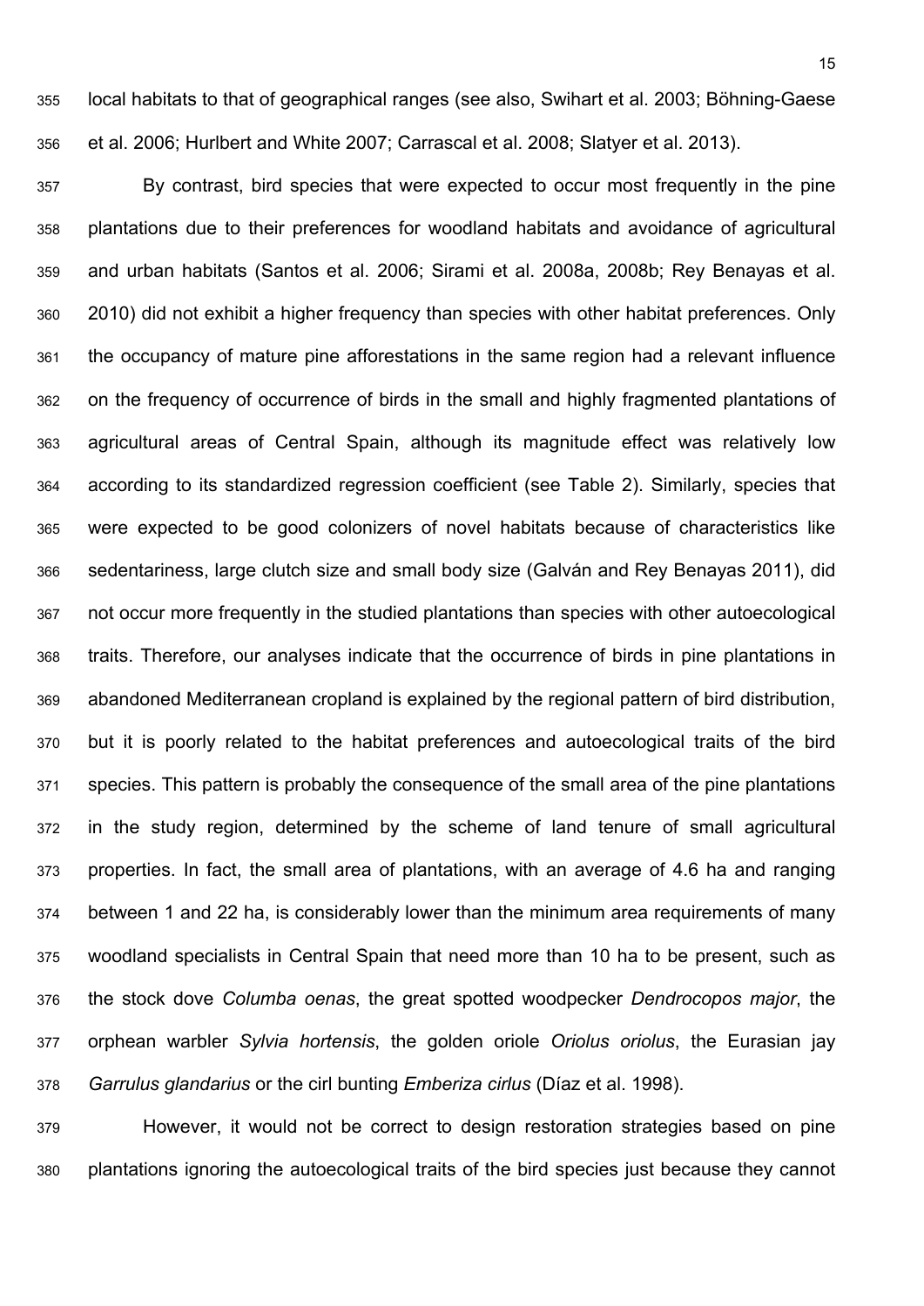local habitats to that of geographical ranges (see also, Swihart et al. 2003; Böhning-Gaese et al. 2006; Hurlbert and White 2007; Carrascal et al. 2008; Slatyer et al. 2013).

By contrast, bird species that were expected to occur most frequently in the pine plantations due to their preferences for woodland habitats and avoidance of agricultural and urban habitats (Santos et al. 2006; Sirami et al. 2008a, 2008b; Rey Benayas et al. 2010) did not exhibit a higher frequency than species with other habitat preferences. Only the occupancy of mature pine afforestations in the same region had a relevant influence on the frequency of occurrence of birds in the small and highly fragmented plantations of agricultural areas of Central Spain, although its magnitude effect was relatively low according to its standardized regression coefficient (see Table 2). Similarly, species that were expected to be good colonizers of novel habitats because of characteristics like sedentariness, large clutch size and small body size (Galván and Rey Benayas 2011), did not occur more frequently in the studied plantations than species with other autoecological traits. Therefore, our analyses indicate that the occurrence of birds in pine plantations in abandoned Mediterranean cropland is explained by the regional pattern of bird distribution, but it is poorly related to the habitat preferences and autoecological traits of the bird species. This pattern is probably the consequence of the small area of the pine plantations in the study region, determined by the scheme of land tenure of small agricultural properties. In fact, the small area of plantations, with an average of 4.6 ha and ranging between 1 and 22 ha, is considerably lower than the minimum area requirements of many woodland specialists in Central Spain that need more than 10 ha to be present, such as the stock dove *Columba oenas*, the great spotted woodpecker *Dendrocopos major*, the orphean warbler *Sylvia hortensis*, the golden oriole *Oriolus oriolus*, the Eurasian jay *Garrulus glandarius* or the cirl bunting *Emberiza cirlus* (Díaz et al. 1998).

However, it would not be correct to design restoration strategies based on pine plantations ignoring the autoecological traits of the bird species just because they cannot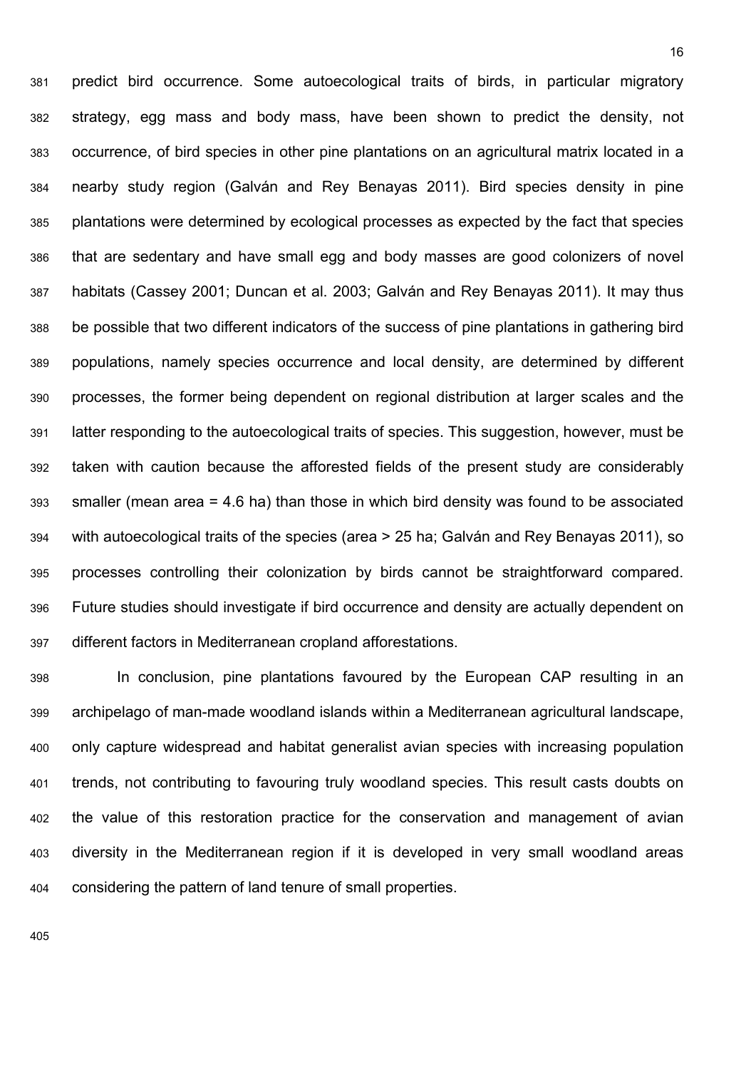predict bird occurrence. Some autoecological traits of birds, in particular migratory strategy, egg mass and body mass, have been shown to predict the density, not occurrence, of bird species in other pine plantations on an agricultural matrix located in a nearby study region (Galván and Rey Benayas 2011). Bird species density in pine plantations were determined by ecological processes as expected by the fact that species that are sedentary and have small egg and body masses are good colonizers of novel habitats (Cassey 2001; Duncan et al. 2003; Galván and Rey Benayas 2011). It may thus be possible that two different indicators of the success of pine plantations in gathering bird populations, namely species occurrence and local density, are determined by different processes, the former being dependent on regional distribution at larger scales and the latter responding to the autoecological traits of species. This suggestion, however, must be taken with caution because the afforested fields of the present study are considerably smaller (mean area = 4.6 ha) than those in which bird density was found to be associated with autoecological traits of the species (area > 25 ha; Galván and Rey Benayas 2011), so processes controlling their colonization by birds cannot be straightforward compared. Future studies should investigate if bird occurrence and density are actually dependent on different factors in Mediterranean cropland afforestations.

In conclusion, pine plantations favoured by the European CAP resulting in an archipelago of man-made woodland islands within a Mediterranean agricultural landscape, only capture widespread and habitat generalist avian species with increasing population trends, not contributing to favouring truly woodland species. This result casts doubts on the value of this restoration practice for the conservation and management of avian diversity in the Mediterranean region if it is developed in very small woodland areas considering the pattern of land tenure of small properties.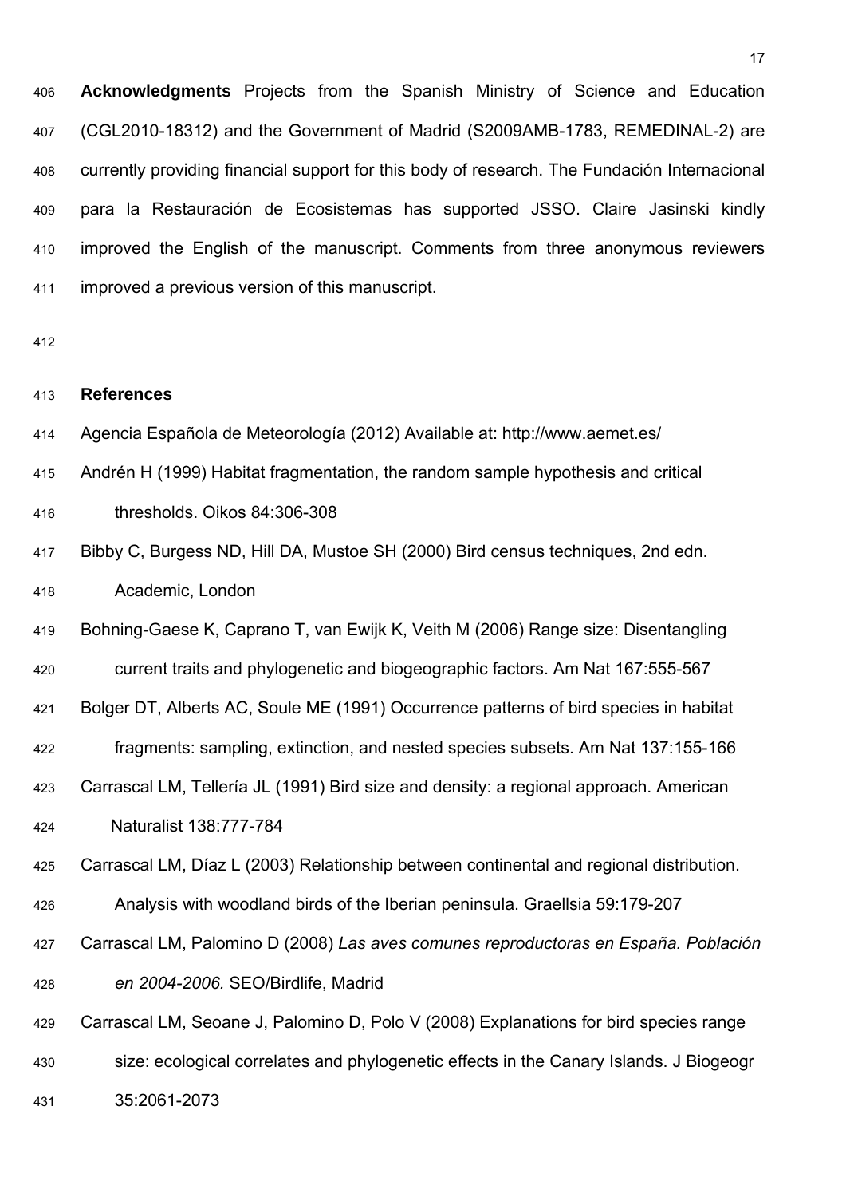**Acknowledgments** Projects from the Spanish Ministry of Science and Education (CGL2010-18312) and the Government of Madrid (S2009AMB-1783, REMEDINAL-2) are currently providing financial support for this body of research. The Fundación Internacional para la Restauración de Ecosistemas has supported JSSO. Claire Jasinski kindly improved the English of the manuscript. Comments from three anonymous reviewers improved a previous version of this manuscript.

## References

Agencia Española de Meteorología (2012) Available at: http://www.aemet.es/

Andrén H (1999) Habitat fragmentation, the random sample hypothesis and critical thresholds. Oikos 84:306-308

Bibby C, Burgess ND, Hill DA, Mustoe SH (2000) Bird census techniques, 2nd edn. Academic, London

Bohning-Gaese K, Caprano T, van Ewijk K, Veith M (2006) Range size: Disentangling current traits and phylogenetic and biogeographic factors. Am Nat 167:555-567

Bolger DT, Alberts AC, Soule ME (1991) Occurrence patterns of bird species in habitat fragments: sampling, extinction, and nested species subsets. Am Nat 137:155-166

Carrascal LM, Tellería JL (1991) Bird size and density: a regional approach. American Naturalist 138:777-784

Carrascal LM, Díaz L (2003) Relationship between continental and regional distribution. Analysis with woodland birds of the Iberian peninsula. Graellsia 59:179-207

Carrascal LM, Palomino D (2008) *Las aves comunes reproductoras en España. Población en 2004-2006.* SEO/Birdlife, Madrid

Carrascal LM, Seoane J, Palomino D, Polo V (2008) Explanations for bird species range size: ecological correlates and phylogenetic effects in the Canary Islands. J Biogeogr 35:2061-2073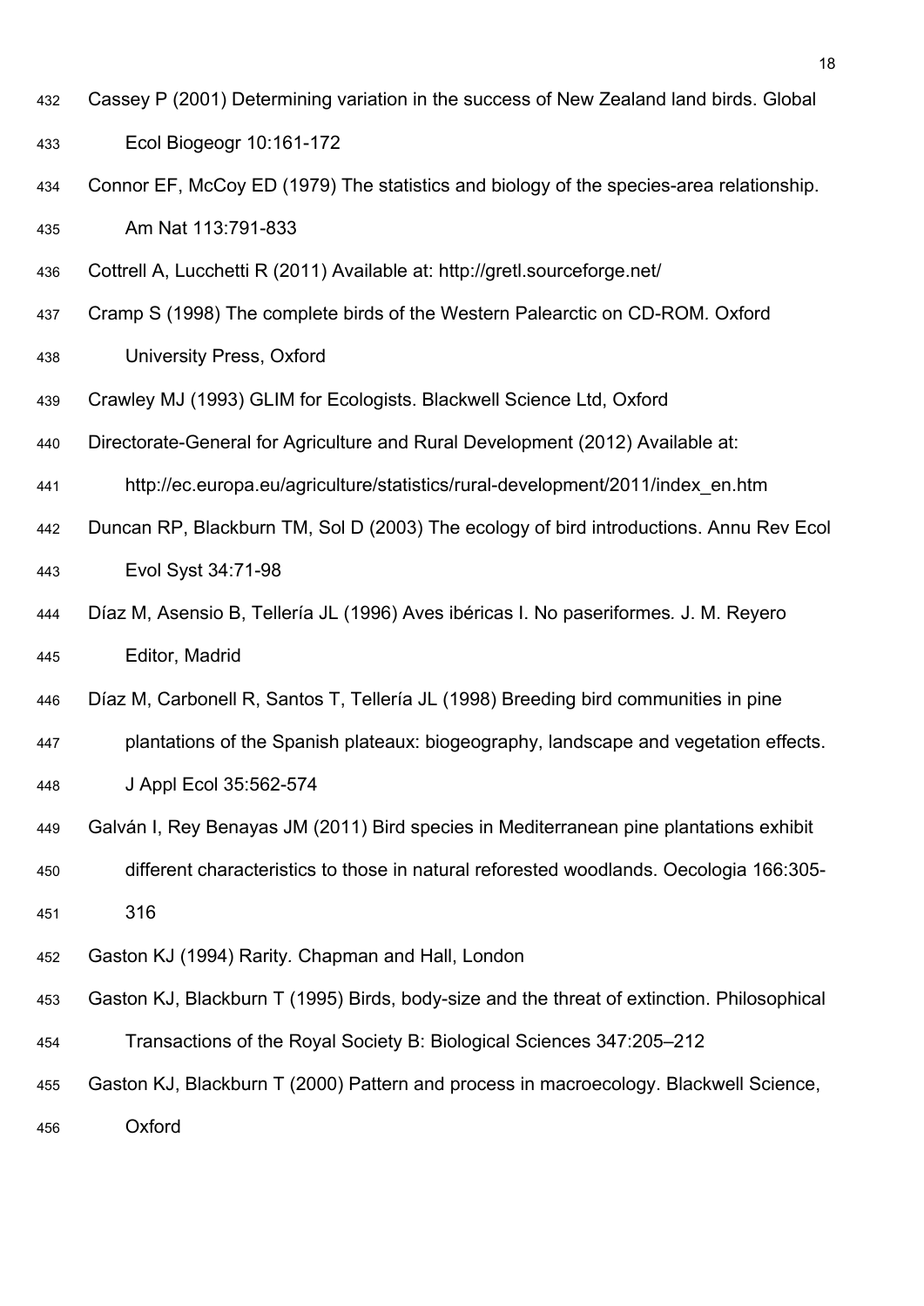Cassey P (2001) Determining variation in the success of New Zealand land birds. Global Ecol Biogeogr 10:161-172

Connor EF, McCoy ED (1979) The statistics and biology of the species-area relationship. Am Nat 113:791-833

Cottrell A, Lucchetti R (2011) Available at: http://gretl.sourceforge.net/

Cramp S (1998) The complete birds of the Western Palearctic on CD-ROM. Oxford University Press, Oxford

Crawley MJ (1993) GLIM for Ecologists. Blackwell Science Ltd, Oxford

Directorate-General for Agriculture and Rural Development (2012) Available at: http://ec.europa.eu/agriculture/statistics/rural-development/2011/index_en.htm

Duncan RP, Blackburn TM, Sol D (2003) The ecology of bird introductions. Annu Rev Ecol Evol Syst 34:71-98

Díaz M, Asensio B, Tellería JL (1996) Aves ibéricas I. No paseriformes. J. M. Reyero Editor, Madrid

Díaz M, Carbonell R, Santos T, Tellería JL (1998) Breeding bird communities in pine plantations of the Spanish plateaux: biogeography, landscape and vegetation effects. J Appl Ecol 35:562-574

Galván I, Rey Benayas JM (2011) Bird species in Mediterranean pine plantations exhibit different characteristics to those in natural reforested woodlands. Oecologia 166:305-316

Gaston KJ (1994) Rarity. Chapman and Hall, London

Gaston KJ, Blackburn T (1995) Birds, body-size and the threat of extinction. Philosophical Transactions of the Royal Society B: Biological Sciences 347:205–212

Gaston KJ, Blackburn T (2000) Pattern and process in macroecology. Blackwell Science, Oxford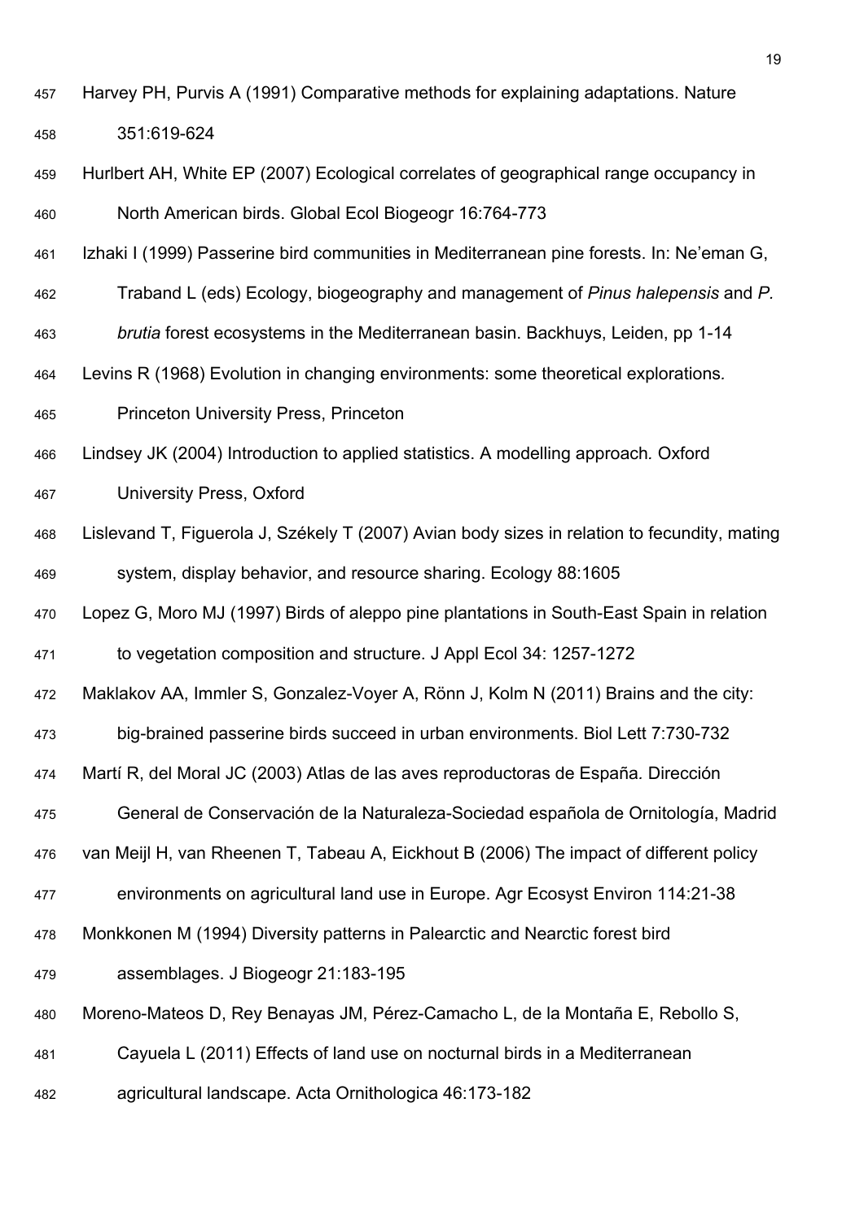Harvey PH, Purvis A (1991) Comparative methods for explaining adaptations. Nature 351:619-624

Hurlbert AH, White EP (2007) Ecological correlates of geographical range occupancy in North American birds. Global Ecol Biogeogr 16:764-773

Izhaki I (1999) Passerine bird communities in Mediterranean pine forests. In: Ne'eman G, Traband L (eds) Ecology, biogeography and management of *Pinus halepensis* and *P. brutia* forest ecosystems in the Mediterranean basin. Backhuys, Leiden, pp 1-14

Levins R (1968) Evolution in changing environments: some theoretical explorations. Princeton University Press, Princeton

Lindsey JK (2004) Introduction to applied statistics. A modelling approach. Oxford University Press, Oxford

Lislevand T, Figuerola J, Székely T (2007) Avian body sizes in relation to fecundity, mating system, display behavior, and resource sharing. Ecology 88:1605

Lopez G, Moro MJ (1997) Birds of aleppo pine plantations in South-East Spain in relation to vegetation composition and structure. J Appl Ecol 34: 1257-1272

Maklakov AA, Immler S, Gonzalez-Voyer A, Rönn J, Kolm N (2011) Brains and the city: big-brained passerine birds succeed in urban environments. Biol Lett 7:730-732

Martí R, del Moral JC (2003) Atlas de las aves reproductoras de España. Dirección General de Conservación de la Naturaleza-Sociedad española de Ornitología, Madrid

van Meijl H, van Rheenen T, Tabeau A, Eickhout B (2006) The impact of different policy environments on agricultural land use in Europe. Agr Ecosyst Environ 114:21-38

Monkkonen M (1994) Diversity patterns in Palearctic and Nearctic forest bird assemblages. J Biogeogr 21:183-195

Moreno-Mateos D, Rey Benayas JM, Pérez-Camacho L, de la Montaña E, Rebollo S, Cayuela L (2011) Effects of land use on nocturnal birds in a Mediterranean agricultural landscape. Acta Ornithologica 46:173-182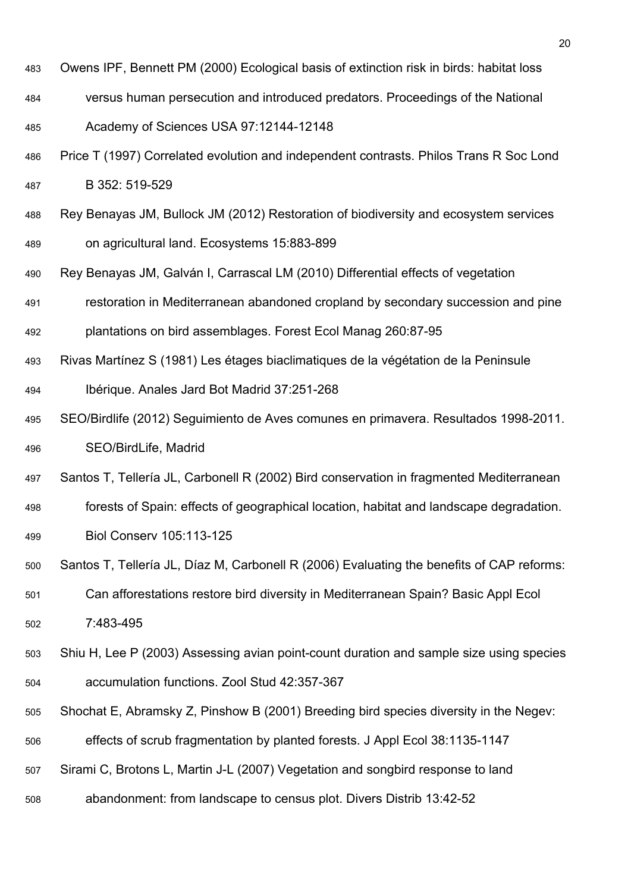Owens IPF, Bennett PM (2000) Ecological basis of extinction risk in birds: habitat loss versus human persecution and introduced predators. Proceedings of the National Academy of Sciences USA 97:12144-12148

Price T (1997) Correlated evolution and independent contrasts. Philos Trans R Soc Lond B 352: 519-529

Rey Benayas JM, Bullock JM (2012) Restoration of biodiversity and ecosystem services on agricultural land. Ecosystems 15:883-899

Rey Benayas JM, Galván I, Carrascal LM (2010) Differential effects of vegetation restoration in Mediterranean abandoned cropland by secondary succession and pine plantations on bird assemblages. Forest Ecol Manag 260:87-95

Rivas Martínez S (1981) Les étages biaclimatiques de la végétation de la Peninsule Ibérique. Anales Jard Bot Madrid 37:251-268

SEO/Birdlife (2012) Seguimiento de Aves comunes en primavera. Resultados 1998-2011. SEO/BirdLife, Madrid

Santos T, Tellería JL, Carbonell R (2002) Bird conservation in fragmented Mediterranean forests of Spain: effects of geographical location, habitat and landscape degradation. Biol Conserv 105:113-125

Santos T, Tellería JL, Díaz M, Carbonell R (2006) Evaluating the benefits of CAP reforms: Can afforestations restore bird diversity in Mediterranean Spain? Basic Appl Ecol 7:483-495

Shiu H, Lee P (2003) Assessing avian point-count duration and sample size using species accumulation functions. Zool Stud 42:357-367

Shochat E, Abramsky Z, Pinshow B (2001) Breeding bird species diversity in the Negev: effects of scrub fragmentation by planted forests. J Appl Ecol 38:1135-1147

Sirami C, Brotons L, Martin J-L (2007) Vegetation and songbird response to land abandonment: from landscape to census plot. Divers Distrib 13:42-52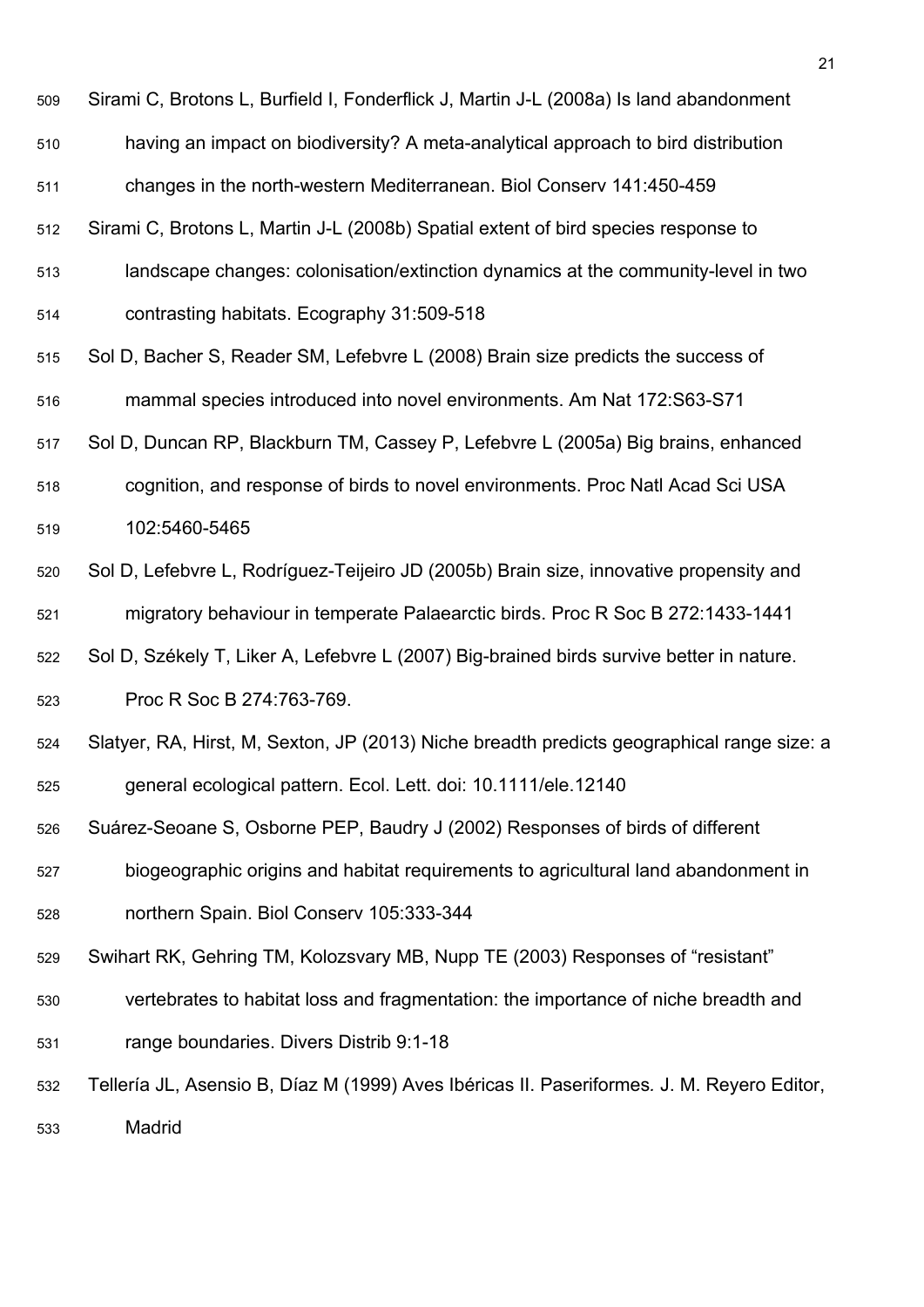Sirami C, Brotons L, Burfield I, Fonderflick J, Martin J-L (2008a) Is land abandonment having an impact on biodiversity? A meta-analytical approach to bird distribution changes in the north-western Mediterranean. Biol Conserv 141:450-459

Sirami C, Brotons L, Martin J-L (2008b) Spatial extent of bird species response to landscape changes: colonisation/extinction dynamics at the community-level in two contrasting habitats. Ecography 31:509-518

Sol D, Bacher S, Reader SM, Lefebvre L (2008) Brain size predicts the success of mammal species introduced into novel environments. Am Nat 172:S63-S71

Sol D, Duncan RP, Blackburn TM, Cassey P, Lefebvre L (2005a) Big brains, enhanced cognition, and response of birds to novel environments. Proc Natl Acad Sci USA 102:5460-5465

Sol D, Lefebvre L, Rodríguez-Teijeiro JD (2005b) Brain size, innovative propensity and migratory behaviour in temperate Palaearctic birds. Proc R Soc B 272:1433-1441

Sol D, Székely T, Liker A, Lefebvre L (2007) Big-brained birds survive better in nature. Proc R Soc B 274:763-769.

Slatyer, RA, Hirst, M, Sexton, JP (2013) Niche breadth predicts geographical range size: a general ecological pattern. Ecol. Lett. doi: 10.1111/ele.12140

Suárez-Seoane S, Osborne PEP, Baudry J (2002) Responses of birds of different biogeographic origins and habitat requirements to agricultural land abandonment in northern Spain. Biol Conserv 105:333-344

Swihart RK, Gehring TM, Kolozsvary MB, Nupp TE (2003) Responses of "resistant" vertebrates to habitat loss and fragmentation: the importance of niche breadth and range boundaries. Divers Distrib 9:1-18

Tellería JL, Asensio B, Díaz M (1999) Aves Ibéricas II. Paseriformes. J. M. Reyero Editor, Madrid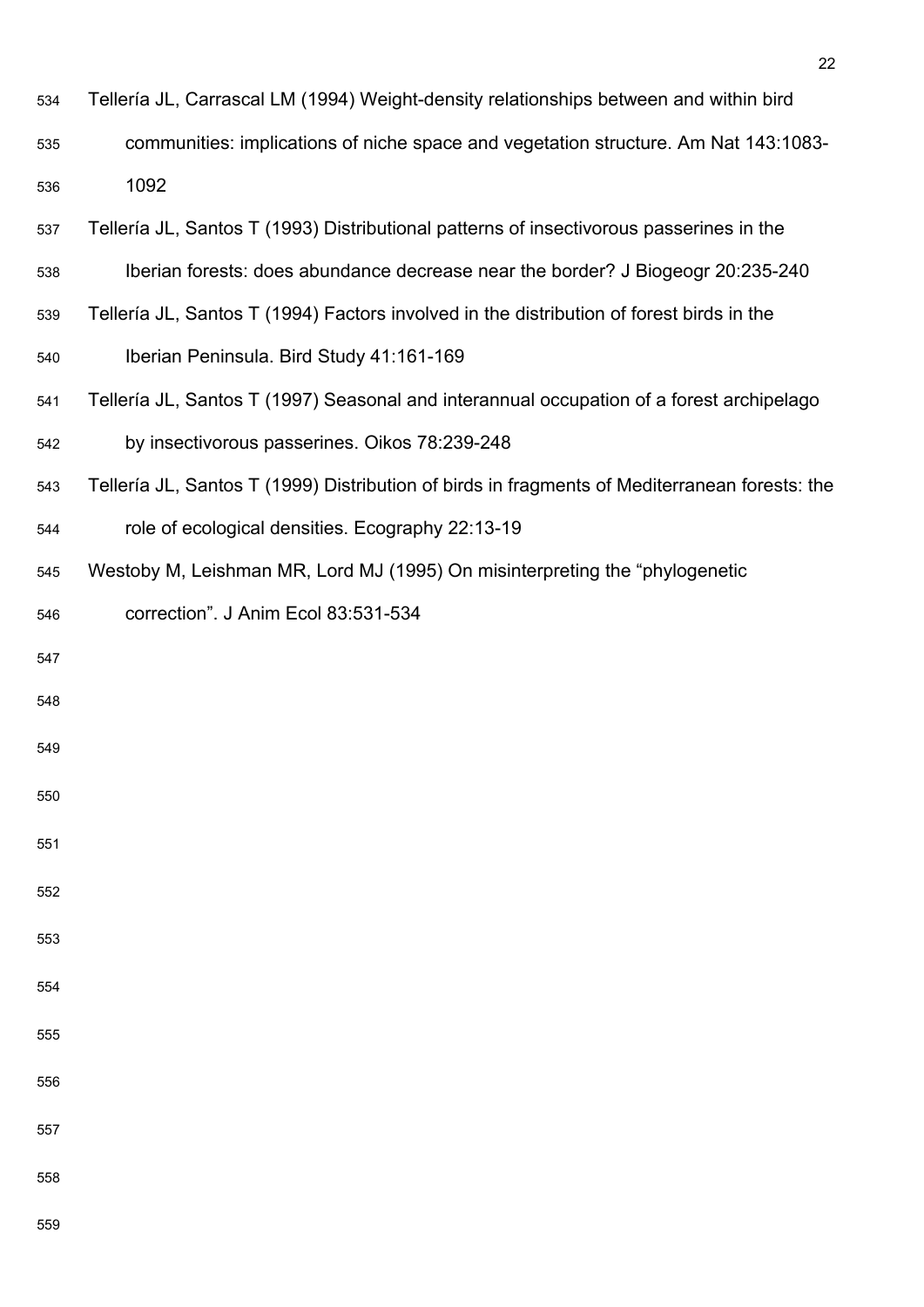Tellería JL, Carrascal LM (1994) Weight-density relationships between and within bird communities: implications of niche space and vegetation structure. Am Nat 143:1083-1092

Tellería JL, Santos T (1993) Distributional patterns of insectivorous passerines in the Iberian forests: does abundance decrease near the border? J Biogeogr 20:235-240

Tellería JL, Santos T (1994) Factors involved in the distribution of forest birds in the Iberian Peninsula. Bird Study 41:161-169

Tellería JL, Santos T (1997) Seasonal and interannual occupation of a forest archipelago by insectivorous passerines. Oikos 78:239-248

Tellería JL, Santos T (1999) Distribution of birds in fragments of Mediterranean forests: the role of ecological densities. Ecography 22:13-19

Westoby M, Leishman MR, Lord MJ (1995) On misinterpreting the "phylogenetic correction". J Anim Ecol 83:531-534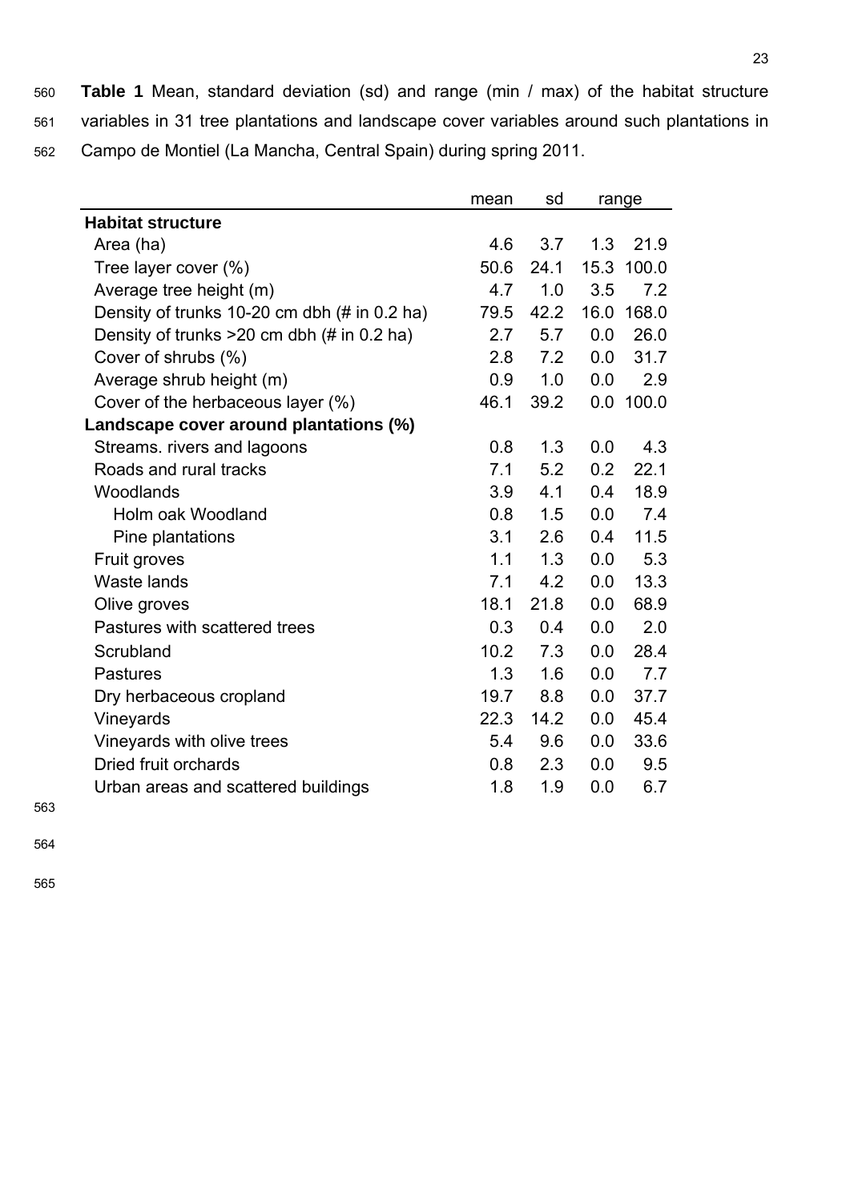**Table 1** Mean, standard deviation (sd) and range (min / max) of the habitat structure variables in 31 tree plantations and landscape cover variables around such plantations in Campo de Montiel (La Mancha, Central Spain) during spring 2011.

| | mean | sd | range | |
|---|---|---|---|---|
| **Habitat structure** | | | | |
| Area (ha) | 4.6 | 3.7 | 1.3 | 21.9 |
| Tree layer cover (%) | 50.6 | 24.1 | 15.3 | 100.0 |
| Average tree height (m) | 4.7 | 1.0 | 3.5 | 7.2 |
| Density of trunks 10-20 cm dbh (# in 0.2 ha) | 79.5 | 42.2 | 16.0 | 168.0 |
| Density of trunks >20 cm dbh (# in 0.2 ha) | 2.7 | 5.7 | 0.0 | 26.0 |
| Cover of shrubs (%) | 2.8 | 7.2 | 0.0 | 31.7 |
| Average shrub height (m) | 0.9 | 1.0 | 0.0 | 2.9 |
| Cover of the herbaceous layer (%) | 46.1 | 39.2 | 0.0 | 100.0 |
| **Landscape cover around plantations (%)** | | | | |
| Streams. rivers and lagoons | 0.8 | 1.3 | 0.0 | 4.3 |
| Roads and rural tracks | 7.1 | 5.2 | 0.2 | 22.1 |
| Woodlands | 3.9 | 4.1 | 0.4 | 18.9 |
| Holm oak Woodland | 0.8 | 1.5 | 0.0 | 7.4 |
| Pine plantations | 3.1 | 2.6 | 0.4 | 11.5 |
| Fruit groves | 1.1 | 1.3 | 0.0 | 5.3 |
| Waste lands | 7.1 | 4.2 | 0.0 | 13.3 |
| Olive groves | 18.1 | 21.8 | 0.0 | 68.9 |
| Pastures with scattered trees | 0.3 | 0.4 | 0.0 | 2.0 |
| Scrubland | 10.2 | 7.3 | 0.0 | 28.4 |
| Pastures | 1.3 | 1.6 | 0.0 | 7.7 |
| Dry herbaceous cropland | 19.7 | 8.8 | 0.0 | 37.7 |
| Vineyards | 22.3 | 14.2 | 0.0 | 45.4 |
| Vineyards with olive trees | 5.4 | 9.6 | 0.0 | 33.6 |
| Dried fruit orchards | 0.8 | 2.3 | 0.0 | 9.5 |
| Urban areas and scattered buildings | 1.8 | 1.9 | 0.0 | 6.7 |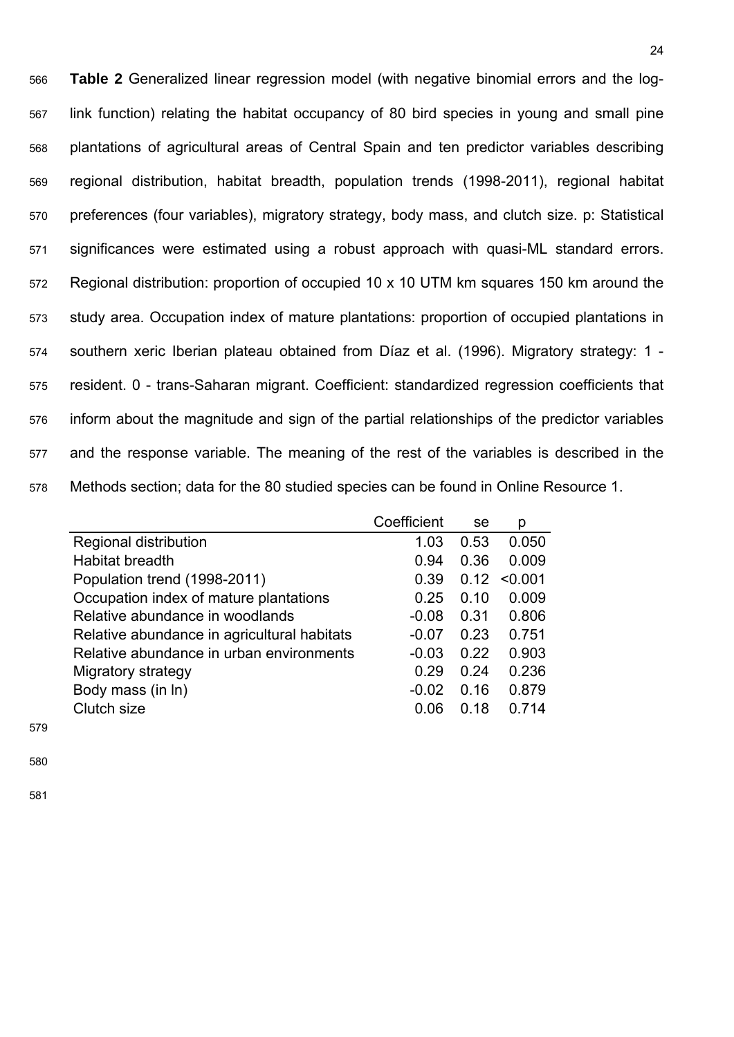**Table 2** Generalized linear regression model (with negative binomial errors and the log-link function) relating the habitat occupancy of 80 bird species in young and small pine plantations of agricultural areas of Central Spain and ten predictor variables describing regional distribution, habitat breadth, population trends (1998-2011), regional habitat preferences (four variables), migratory strategy, body mass, and clutch size. p: Statistical significances were estimated using a robust approach with quasi-ML standard errors. Regional distribution: proportion of occupied 10 x 10 UTM km squares 150 km around the study area. Occupation index of mature plantations: proportion of occupied plantations in southern xeric Iberian plateau obtained from Díaz et al. (1996). Migratory strategy: 1 - resident. 0 - trans-Saharan migrant. Coefficient: standardized regression coefficients that inform about the magnitude and sign of the partial relationships of the predictor variables and the response variable. The meaning of the rest of the variables is described in the Methods section; data for the 80 studied species can be found in Online Resource 1.

| | Coefficient | se | p |
|---|---|---|---|
| Regional distribution | 1.03 | 0.53 | 0.050 |
| Habitat breadth | 0.94 | 0.36 | 0.009 |
| Population trend (1998-2011) | 0.39 | 0.12 | <0.001 |
| Occupation index of mature plantations | 0.25 | 0.10 | 0.009 |
| Relative abundance in woodlands | -0.08 | 0.31 | 0.806 |
| Relative abundance in agricultural habitats | -0.07 | 0.23 | 0.751 |
| Relative abundance in urban environments | -0.03 | 0.22 | 0.903 |
| Migratory strategy | 0.29 | 0.24 | 0.236 |
| Body mass (in ln) | -0.02 | 0.16 | 0.879 |
| Clutch size | 0.06 | 0.18 | 0.714 |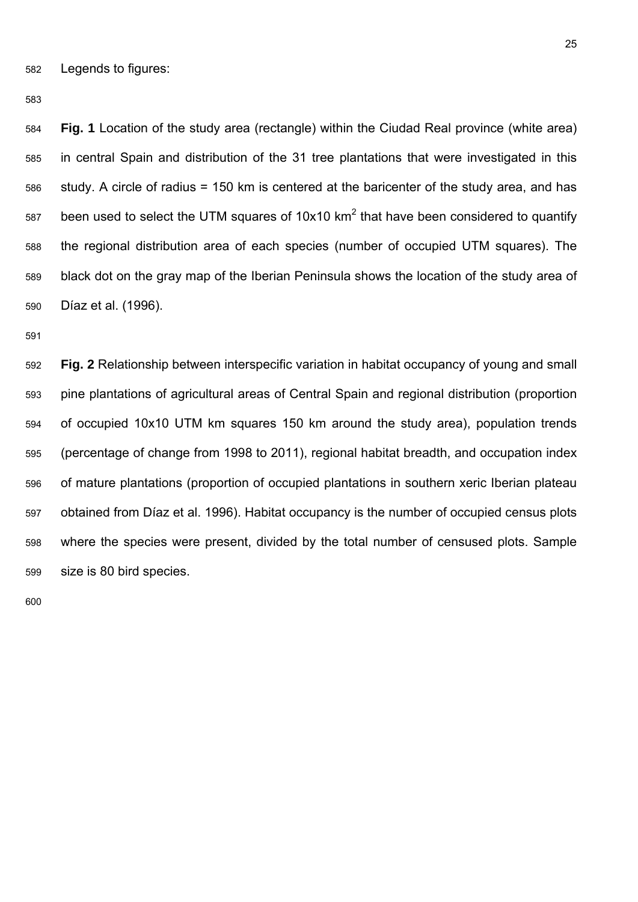Legends to figures:

**Fig. 1** Location of the study area (rectangle) within the Ciudad Real province (white area) in central Spain and distribution of the 31 tree plantations that were investigated in this study. A circle of radius = 150 km is centered at the baricenter of the study area, and has been used to select the UTM squares of 10x10 $km^2$ that have been considered to quantify the regional distribution area of each species (number of occupied UTM squares). The black dot on the gray map of the Iberian Peninsula shows the location of the study area of Díaz et al. (1996).

**Fig. 2** Relationship between interspecific variation in habitat occupancy of young and small pine plantations of agricultural areas of Central Spain and regional distribution (proportion of occupied 10x10 UTM km squares 150 km around the study area), population trends (percentage of change from 1998 to 2011), regional habitat breadth, and occupation index of mature plantations (proportion of occupied plantations in southern xeric Iberian plateau obtained from Díaz et al. 1996). Habitat occupancy is the number of occupied census plots where the species were present, divided by the total number of censused plots. Sample size is 80 bird species.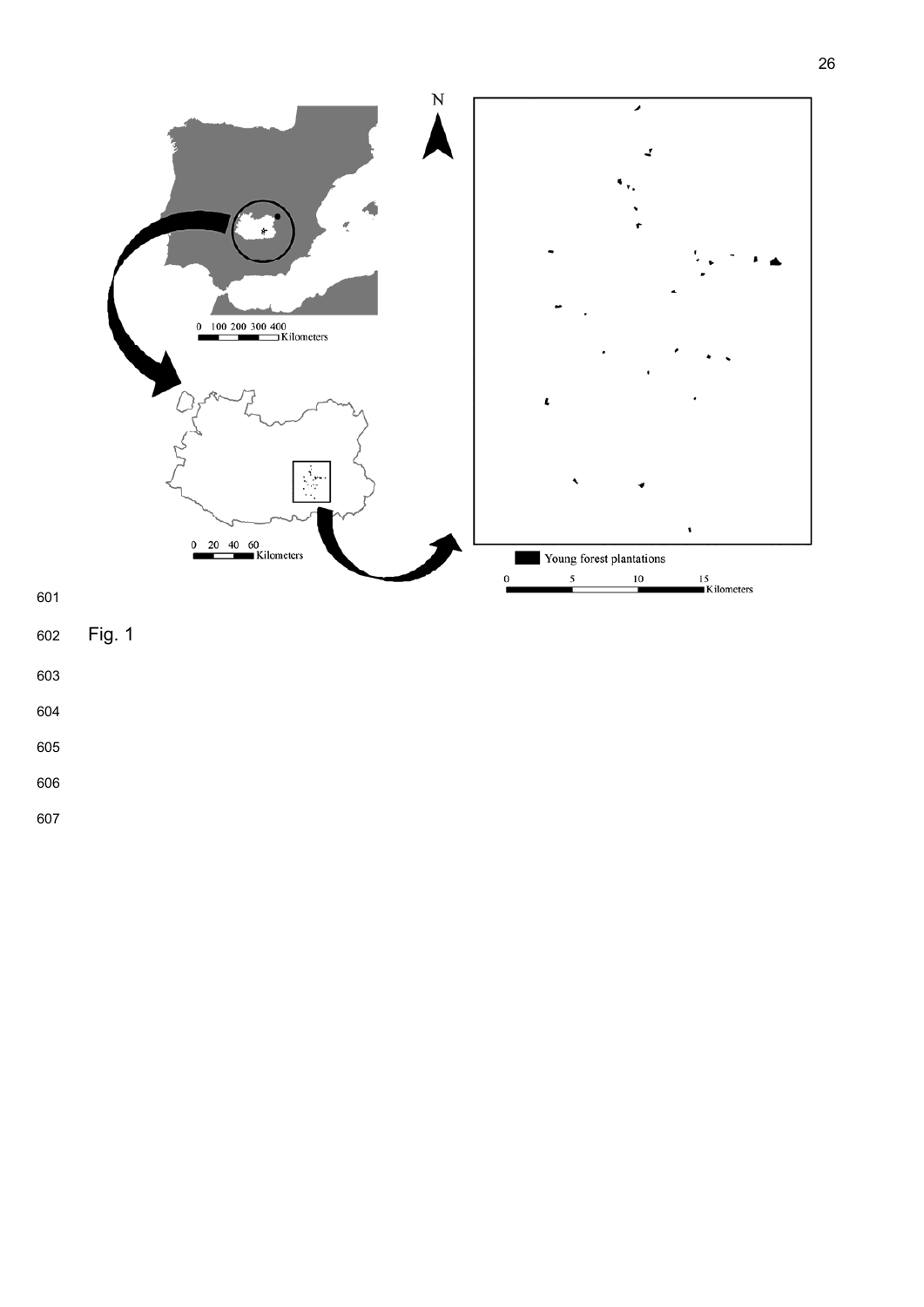N

0 100 200 300 400
Kilometers

0 20 40 60
Kilometers

Young forest plantations

0 5 10 15
Kilometers

Fig. 1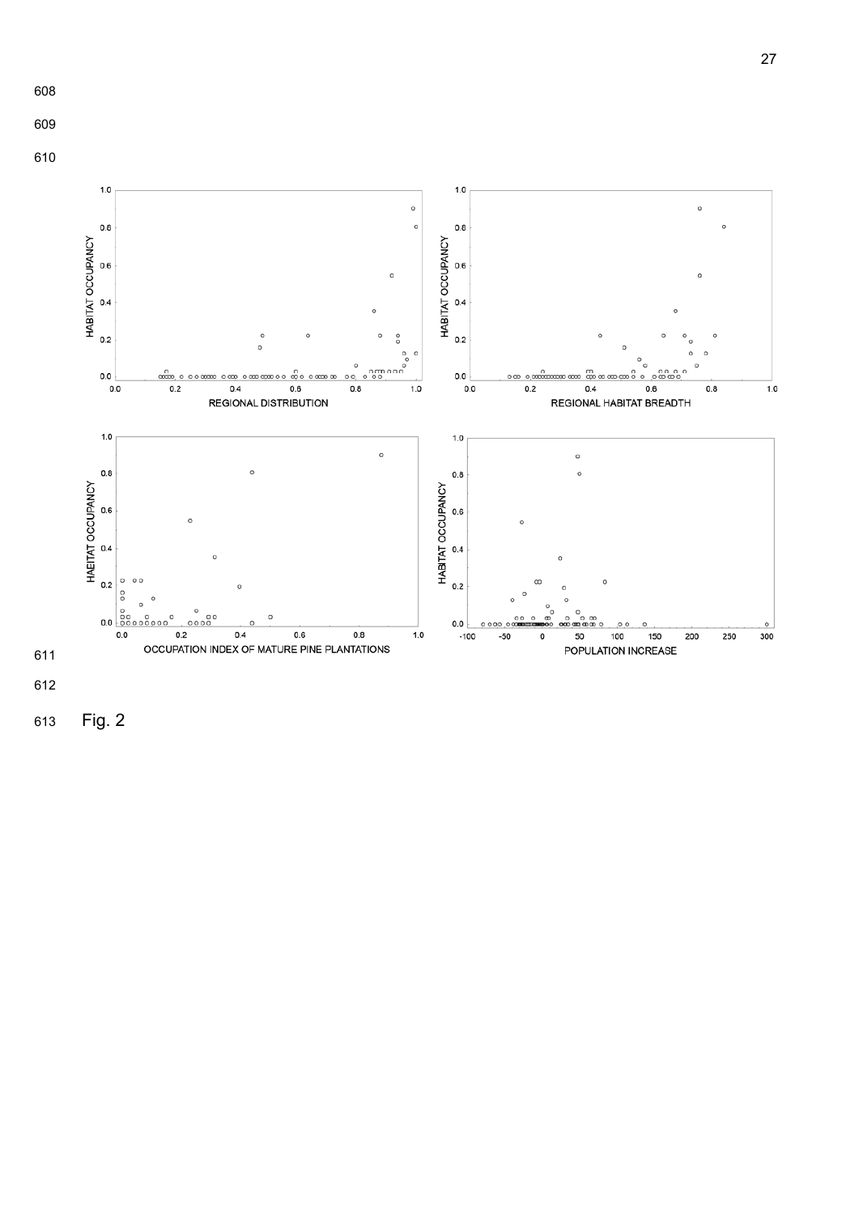1.0
0.8
0.6
0.4
0.2
0.0
HABITAT OCCUPANCY
0.0 0.2 0.4 0.6 0.8 1.0
REGIONAL DISTRIBUTION

1.0
0.8
0.6
0.4
0.2
0.0
HABITAT OCCUPANCY
0.0 0.2 0.4 0.6 0.8 1.0
REGIONAL HABITAT BREADTH

1.0
0.8
0.6
0.4
0.2
0.0
HABITAT OCCUPANCY
0.0 0.2 0.4 0.6 0.8 1.0
OCCUPATION INDEX OF MATURE PINE PLANTATIONS

1.0
0.8
0.6
0.4
0.2
0.0
HABITAT OCCUPANCY
-100 -50 0 50 100 150 200 250 300
POPULATION INCREASE

Fig. 2